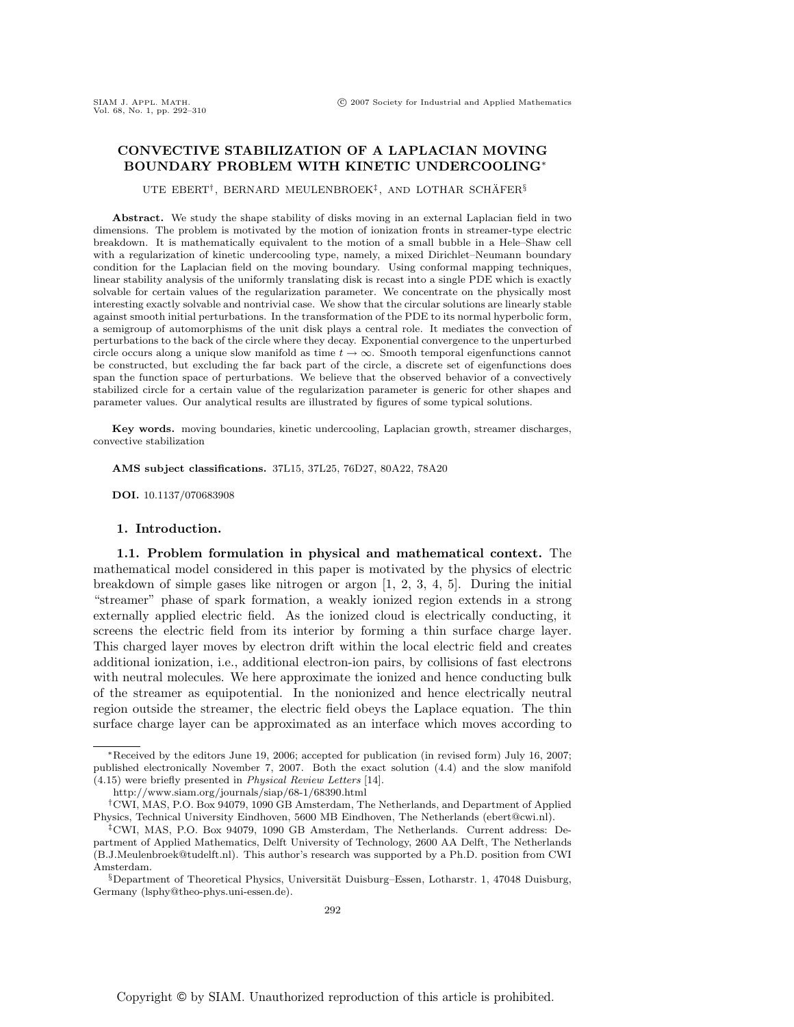# CONVECTIVE STABILIZATION OF A LAPLACIAN MOVING BOUNDARY PROBLEM WITH KINETIC UNDERCOOLING*

UTE EBERT[†], BERNARD MEULENBROEK[‡], AND LOTHAR SCHÄFER[§]

**Abstract.** We study the shape stability of disks moving in an external Laplacian field in two dimensions. The problem is motivated by the motion of ionization fronts in streamer-type electric breakdown. It is mathematically equivalent to the motion of a small bubble in a Hele–Shaw cell with a regularization of kinetic undercooling type, namely, a mixed Dirichlet–Neumann boundary condition for the Laplacian field on the moving boundary. Using conformal mapping techniques, linear stability analysis of the uniformly translating disk is recast into a single PDE which is exactly solvable for certain values of the regularization parameter. We concentrate on the physically most interesting exactly solvable and nontrivial case. We show that the circular solutions are linearly stable against smooth initial perturbations. In the transformation of the PDE to its normal hyperbolic form, a semigroup of automorphisms of the unit disk plays a central role. It mediates the convection of perturbations to the back of the circle where they decay. Exponential convergence to the unperturbed circle occurs along a unique slow manifold as time $t \to \infty$. Smooth temporal eigenfunctions cannot be constructed, but excluding the far back part of the circle, a discrete set of eigenfunctions does span the function space of perturbations. We believe that the observed behavior of a convectively stabilized circle for a certain value of the regularization parameter is generic for other shapes and parameter values. Our analytical results are illustrated by figures of some typical solutions.

**Key words.** moving boundaries, kinetic undercooling, Laplacian growth, streamer discharges, convective stabilization

**AMS subject classifications.** 37L15, 37L25, 76D27, 80A22, 78A20

**DOI.** 10.1137/070683908

## 1. Introduction.

**1.1. Problem formulation in physical and mathematical context.** The mathematical model considered in this paper is motivated by the physics of electric breakdown of simple gases like nitrogen or argon [1, 2, 3, 4, 5]. During the initial "streamer" phase of spark formation, a weakly ionized region extends in a strong externally applied electric field. As the ionized cloud is electrically conducting, it screens the electric field from its interior by forming a thin surface charge layer. This charged layer moves by electron drift within the local electric field and creates additional ionization, i.e., additional electron-ion pairs, by collisions of fast electrons with neutral molecules. We here approximate the ionized and hence conducting bulk of the streamer as equipotential. In the nonionized and hence electrically neutral region outside the streamer, the electric field obeys the Laplace equation. The thin surface charge layer can be approximated as an interface which moves according to

---

*Received by the editors June 19, 2006; accepted for publication (in revised form) July 16, 2007; published electronically November 7, 2007. Both the exact solution (4.4) and the slow manifold (4.15) were briefly presented in *Physical Review Letters* [14].

http://www.siam.org/journals/siap/68-1/68390.html

[†]CWI, MAS, P.O. Box 94079, 1090 GB Amsterdam, The Netherlands, and Department of Applied Physics, Technical University Eindhoven, 5600 MB Eindhoven, The Netherlands (ebert@cwi.nl).

[‡]CWI, MAS, P.O. Box 94079, 1090 GB Amsterdam, The Netherlands. Current address: Department of Applied Mathematics, Delft University of Technology, 2600 AA Delft, The Netherlands (B.J.Meulenbroek@tudelft.nl). This author's research was supported by a Ph.D. position from CWI Amsterdam.

[§]Department of Theoretical Physics, Universität Duisburg–Essen, Lotharstr. 1, 47048 Duisburg, Germany (lsphy@theo-phys.uni-essen.de).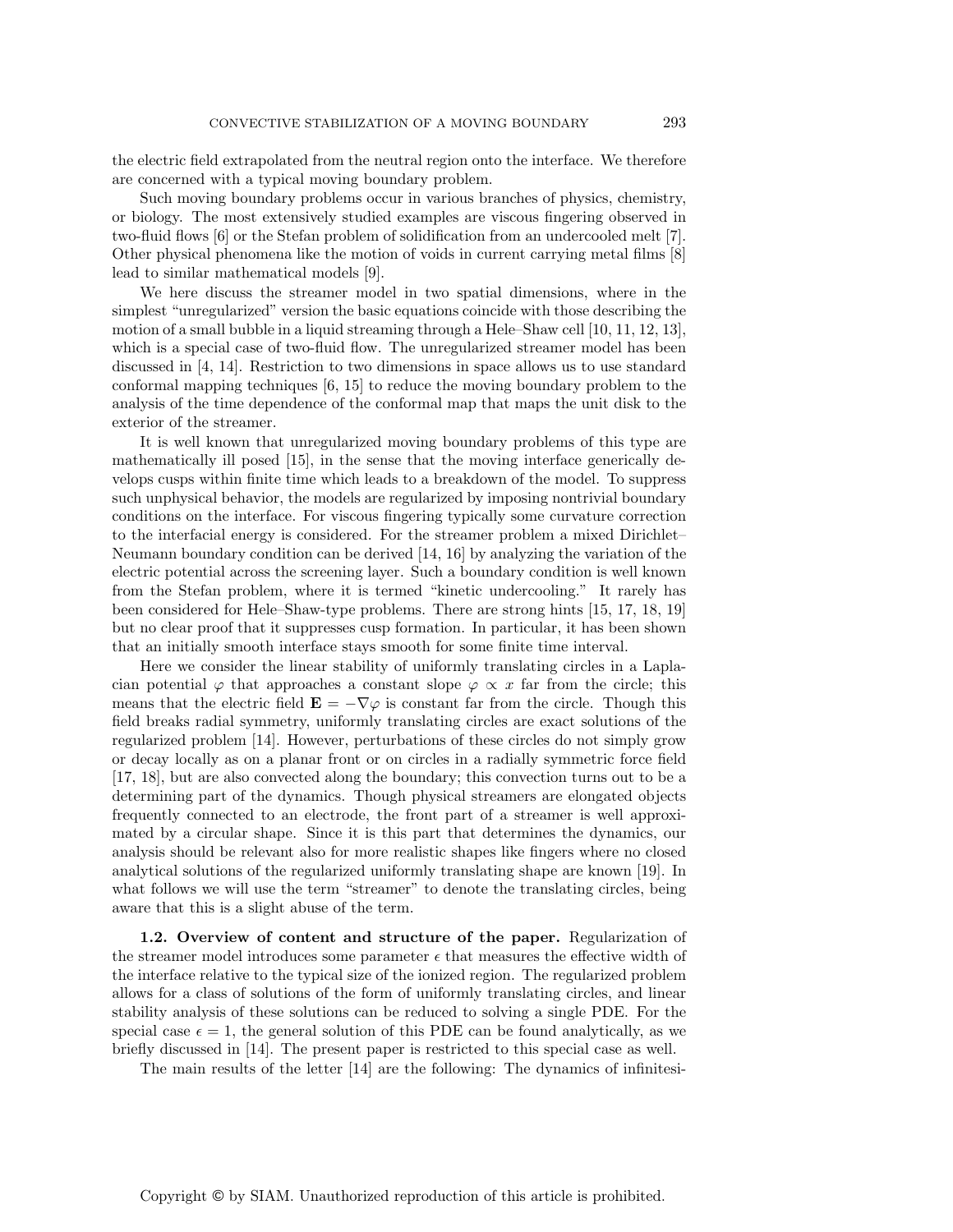the electric field extrapolated from the neutral region onto the interface. We therefore are concerned with a typical moving boundary problem.

Such moving boundary problems occur in various branches of physics, chemistry, or biology. The most extensively studied examples are viscous fingering observed in two-fluid flows [6] or the Stefan problem of solidification from an undercooled melt [7]. Other physical phenomena like the motion of voids in current carrying metal films [8] lead to similar mathematical models [9].

We here discuss the streamer model in two spatial dimensions, where in the simplest "unregularized" version the basic equations coincide with those describing the motion of a small bubble in a liquid streaming through a Hele–Shaw cell [10, 11, 12, 13], which is a special case of two-fluid flow. The unregularized streamer model has been discussed in [4, 14]. Restriction to two dimensions in space allows us to use standard conformal mapping techniques [6, 15] to reduce the moving boundary problem to the analysis of the time dependence of the conformal map that maps the unit disk to the exterior of the streamer.

It is well known that unregularized moving boundary problems of this type are mathematically ill posed [15], in the sense that the moving interface generically develops cusps within finite time which leads to a breakdown of the model. To suppress such unphysical behavior, the models are regularized by imposing nontrivial boundary conditions on the interface. For viscous fingering typically some curvature correction to the interfacial energy is considered. For the streamer problem a mixed Dirichlet–Neumann boundary condition can be derived [14, 16] by analyzing the variation of the electric potential across the screening layer. Such a boundary condition is well known from the Stefan problem, where it is termed "kinetic undercooling." It rarely has been considered for Hele–Shaw-type problems. There are strong hints [15, 17, 18, 19] but no clear proof that it suppresses cusp formation. In particular, it has been shown that an initially smooth interface stays smooth for some finite time interval.

Here we consider the linear stability of uniformly translating circles in a Laplacian potential $\varphi$ that approaches a constant slope $\varphi \propto x$ far from the circle; this means that the electric field $\mathbf{E} = -\nabla\varphi$ is constant far from the circle. Though this field breaks radial symmetry, uniformly translating circles are exact solutions of the regularized problem [14]. However, perturbations of these circles do not simply grow or decay locally as on a planar front or on circles in a radially symmetric force field [17, 18], but are also convected along the boundary; this convection turns out to be a determining part of the dynamics. Though physical streamers are elongated objects frequently connected to an electrode, the front part of a streamer is well approximated by a circular shape. Since it is this part that determines the dynamics, our analysis should be relevant also for more realistic shapes like fingers where no closed analytical solutions of the regularized uniformly translating shape are known [19]. In what follows we will use the term "streamer" to denote the translating circles, being aware that this is a slight abuse of the term.

**1.2. Overview of content and structure of the paper.** Regularization of the streamer model introduces some parameter $\epsilon$ that measures the effective width of the interface relative to the typical size of the ionized region. The regularized problem allows for a class of solutions of the form of uniformly translating circles, and linear stability analysis of these solutions can be reduced to solving a single PDE. For the special case $\epsilon = 1$, the general solution of this PDE can be found analytically, as we briefly discussed in [14]. The present paper is restricted to this special case as well.

The main results of the letter [14] are the following: The dynamics of infinitesi-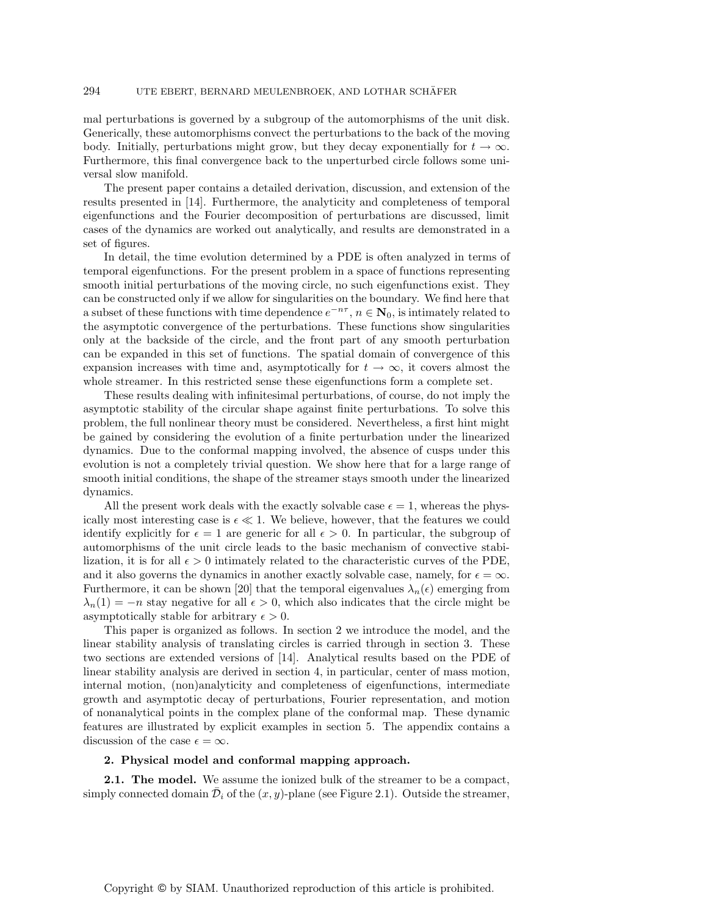mal perturbations is governed by a subgroup of the automorphisms of the unit disk. Generically, these automorphisms convect the perturbations to the back of the moving body. Initially, perturbations might grow, but they decay exponentially for $t \to \infty$. Furthermore, this final convergence back to the unperturbed circle follows some universal slow manifold.

The present paper contains a detailed derivation, discussion, and extension of the results presented in [14]. Furthermore, the analyticity and completeness of temporal eigenfunctions and the Fourier decomposition of perturbations are discussed, limit cases of the dynamics are worked out analytically, and results are demonstrated in a set of figures.

In detail, the time evolution determined by a PDE is often analyzed in terms of temporal eigenfunctions. For the present problem in a space of functions representing smooth initial perturbations of the moving circle, no such eigenfunctions exist. They can be constructed only if we allow for singularities on the boundary. We find here that a subset of these functions with time dependence $e^{-n\tau}$, $n \in \mathbf{N}_0$, is intimately related to the asymptotic convergence of the perturbations. These functions show singularities only at the backside of the circle, and the front part of any smooth perturbation can be expanded in this set of functions. The spatial domain of convergence of this expansion increases with time and, asymptotically for $t \to \infty$, it covers almost the whole streamer. In this restricted sense these eigenfunctions form a complete set.

These results dealing with infinitesimal perturbations, of course, do not imply the asymptotic stability of the circular shape against finite perturbations. To solve this problem, the full nonlinear theory must be considered. Nevertheless, a first hint might be gained by considering the evolution of a finite perturbation under the linearized dynamics. Due to the conformal mapping involved, the absence of cusps under this evolution is not a completely trivial question. We show here that for a large range of smooth initial conditions, the shape of the streamer stays smooth under the linearized dynamics.

All the present work deals with the exactly solvable case $\epsilon = 1$, whereas the physically most interesting case is $\epsilon \ll 1$. We believe, however, that the features we could identify explicitly for $\epsilon = 1$ are generic for all $\epsilon > 0$. In particular, the subgroup of automorphisms of the unit circle leads to the basic mechanism of convective stabilization, it is for all $\epsilon > 0$ intimately related to the characteristic curves of the PDE, and it also governs the dynamics in another exactly solvable case, namely, for $\epsilon = \infty$. Furthermore, it can be shown [20] that the temporal eigenvalues $\lambda_n(\epsilon)$ emerging from $\lambda_n(1) = -n$ stay negative for all $\epsilon > 0$, which also indicates that the circle might be asymptotically stable for arbitrary $\epsilon > 0$.

This paper is organized as follows. In section 2 we introduce the model, and the linear stability analysis of translating circles is carried through in section 3. These two sections are extended versions of [14]. Analytical results based on the PDE of linear stability analysis are derived in section 4, in particular, center of mass motion, internal motion, (non)analyticity and completeness of eigenfunctions, intermediate growth and asymptotic decay of perturbations, Fourier representation, and motion of nonanalytical points in the complex plane of the conformal map. These dynamic features are illustrated by explicit examples in section 5. The appendix contains a discussion of the case $\epsilon = \infty$.

## 2. Physical model and conformal mapping approach.

**2.1. The model.** We assume the ionized bulk of the streamer to be a compact, simply connected domain $\bar{\mathcal{D}}_i$ of the $(x, y)$-plane (see Figure 2.1). Outside the streamer,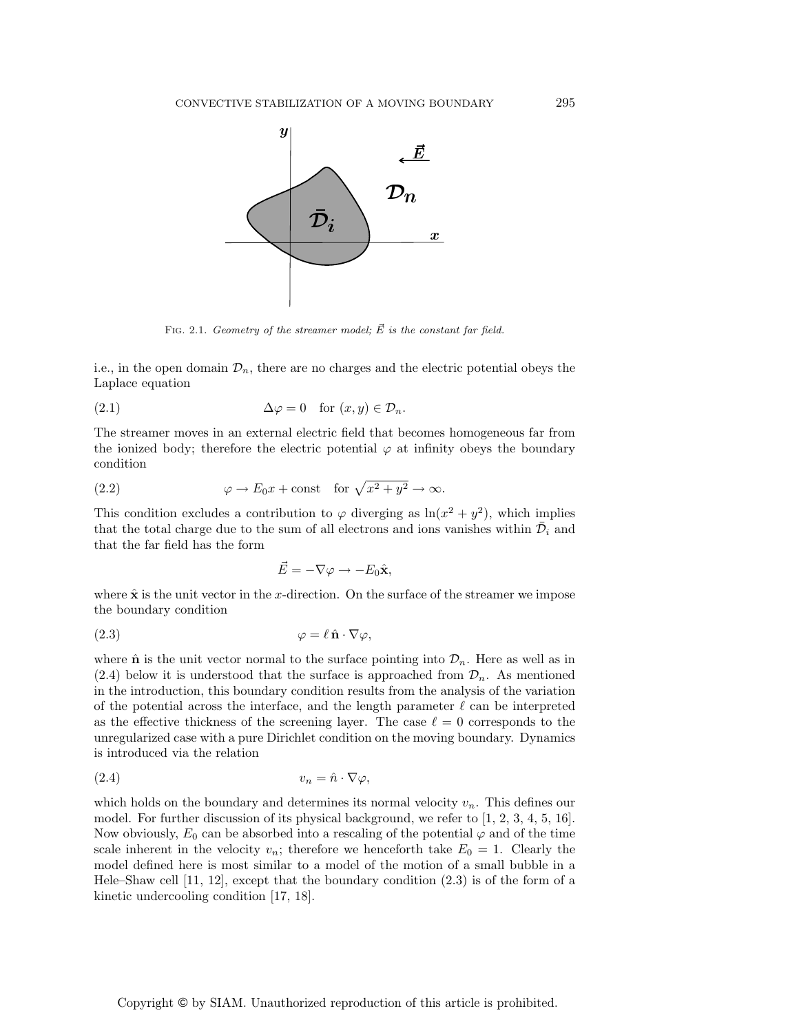FIG. 2.1. *Geometry of the streamer model;* $\vec{E}$ *is the constant far field.*

i.e., in the open domain $\mathcal{D}_n$, there are no charges and the electric potential obeys the Laplace equation

$$\Delta\varphi = 0 \quad \text{for } (x, y) \in \mathcal{D}_n. \tag{2.1}$$

The streamer moves in an external electric field that becomes homogeneous far from the ionized body; therefore the electric potential $\varphi$ at infinity obeys the boundary condition

$$\varphi \to E_0 x + \text{const} \quad \text{for } \sqrt{x^2 + y^2} \to \infty. \tag{2.2}$$

This condition excludes a contribution to $\varphi$ diverging as $\ln(x^2 + y^2)$, which implies that the total charge due to the sum of all electrons and ions vanishes within $\bar{\mathcal{D}}_i$ and that the far field has the form

$$\vec{E} = -\nabla\varphi \to -E_0 \hat{\mathbf{x}},$$

where $\hat{\mathbf{x}}$ is the unit vector in the $x$-direction. On the surface of the streamer we impose the boundary condition

$$\varphi = \ell \, \hat{\mathbf{n}} \cdot \nabla\varphi, \tag{2.3}$$

where $\hat{\mathbf{n}}$ is the unit vector normal to the surface pointing into $\mathcal{D}_n$. Here as well as in (2.4) below it is understood that the surface is approached from $\mathcal{D}_n$. As mentioned in the introduction, this boundary condition results from the analysis of the variation of the potential across the interface, and the length parameter $\ell$ can be interpreted as the effective thickness of the screening layer. The case $\ell = 0$ corresponds to the unregularized case with a pure Dirichlet condition on the moving boundary. Dynamics is introduced via the relation

$$v_n = \hat{n} \cdot \nabla\varphi, \tag{2.4}$$

which holds on the boundary and determines its normal velocity $v_n$. This defines our model. For further discussion of its physical background, we refer to [1, 2, 3, 4, 5, 16]. Now obviously, $E_0$ can be absorbed into a rescaling of the potential $\varphi$ and of the time scale inherent in the velocity $v_n$; therefore we henceforth take $E_0 = 1$. Clearly the model defined here is most similar to a model of the motion of a small bubble in a Hele–Shaw cell [11, 12], except that the boundary condition (2.3) is of the form of a kinetic undercooling condition [17, 18].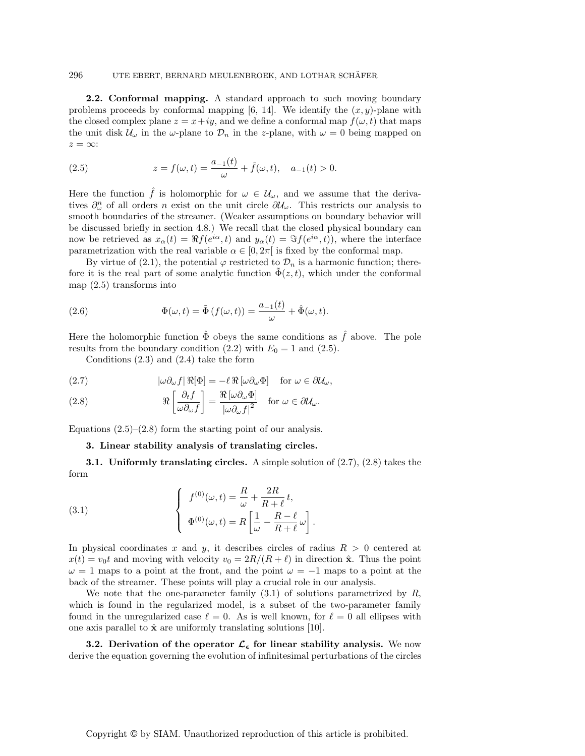**2.2. Conformal mapping.** A standard approach to such moving boundary problems proceeds by conformal mapping [6, 14]. We identify the $(x, y)$-plane with the closed complex plane $z = x+iy$, and we define a conformal map $f(\omega, t)$ that maps the unit disk $\mathcal{U}_\omega$ in the $\omega$-plane to $\mathcal{D}_n$ in the $z$-plane, with $\omega = 0$ being mapped on $z = \infty$:

$$z = f(\omega, t) = \frac{a_{-1}(t)}{\omega} + \hat{f}(\omega, t), \quad a_{-1}(t) > 0. \tag{2.5}$$

Here the function $\hat{f}$ is holomorphic for $\omega \in \mathcal{U}_\omega$, and we assume that the derivatives $\partial_\omega^n$ of all orders $n$ exist on the unit circle $\partial\mathcal{U}_\omega$. This restricts our analysis to smooth boundaries of the streamer. (Weaker assumptions on boundary behavior will be discussed briefly in section 4.8.) We recall that the closed physical boundary can now be retrieved as $x_\alpha(t) = \Re f(e^{i\alpha}, t)$ and $y_\alpha(t) = \Im f(e^{i\alpha}, t))$, where the interface parametrization with the real variable $\alpha \in [0, 2\pi[$ is fixed by the conformal map.

By virtue of (2.1), the potential $\varphi$ restricted to $\mathcal{D}_n$ is a harmonic function; therefore it is the real part of some analytic function $\tilde{\Phi}(z, t)$, which under the conformal map (2.5) transforms into

$$\Phi(\omega, t) = \tilde{\Phi}\left(f(\omega, t)\right) = \frac{a_{-1}(t)}{\omega} + \hat{\Phi}(\omega, t). \tag{2.6}$$

Here the holomorphic function $\hat{\Phi}$ obeys the same conditions as $\hat{f}$ above. The pole results from the boundary condition (2.2) with $E_0 = 1$ and (2.5).

Conditions (2.3) and (2.4) take the form

$$|\omega\partial_\omega f|\, \Re[\Phi] = -\ell\, \Re\left[\omega\partial_\omega \Phi\right] \quad \text{for } \omega \in \partial\mathcal{U}_\omega, \tag{2.7}$$

$$\Re\left[\frac{\partial_t f}{\omega\partial_\omega f}\right] = \frac{\Re\left[\omega\partial_\omega \Phi\right]}{|\omega\partial_\omega f|^2} \quad \text{for } \omega \in \partial\mathcal{U}_\omega. \tag{2.8}$$

Equations (2.5)–(2.8) form the starting point of our analysis.

## 3. Linear stability analysis of translating circles.

**3.1. Uniformly translating circles.** A simple solution of (2.7), (2.8) takes the form

$$\left\{ \begin{array}{l} f^{(0)}(\omega, t) = \dfrac{R}{\omega} + \dfrac{2R}{R+\ell}\, t, \\[2ex] \Phi^{(0)}(\omega, t) = R\left[\dfrac{1}{\omega} - \dfrac{R-\ell}{R+\ell}\,\omega\right]. \end{array} \right. \tag{3.1}$$

In physical coordinates $x$ and $y$, it describes circles of radius $R > 0$ centered at $x(t) = v_0 t$ and moving with velocity $v_0 = 2R/(R+\ell)$ in direction $\hat{\mathbf{x}}$. Thus the point $\omega = 1$ maps to a point at the front, and the point $\omega = -1$ maps to a point at the back of the streamer. These points will play a crucial role in our analysis.

We note that the one-parameter family (3.1) of solutions parametrized by $R$, which is found in the regularized model, is a subset of the two-parameter family found in the unregularized case $\ell = 0$. As is well known, for $\ell = 0$ all ellipses with one axis parallel to $\hat{\mathbf{x}}$ are uniformly translating solutions [10].

**3.2. Derivation of the operator $\mathcal{L}_\epsilon$ for linear stability analysis.** We now derive the equation governing the evolution of infinitesimal perturbations of the circles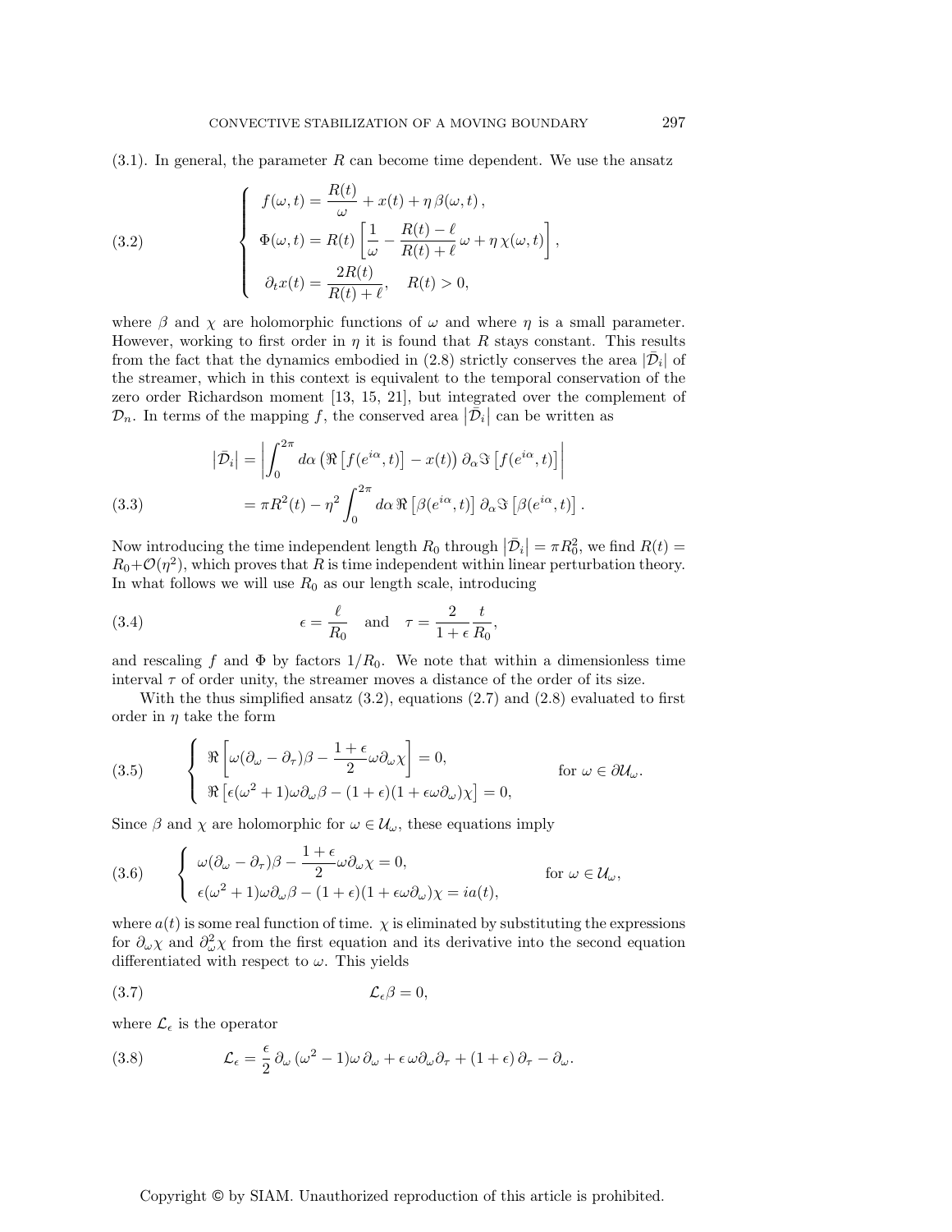(3.1). In general, the parameter $R$ can become time dependent. We use the ansatz

$$
\left\{
\begin{aligned}
f(\omega,t) &= \frac{R(t)}{\omega} + x(t) + \eta\,\beta(\omega,t)\,,\\
\Phi(\omega,t) &= R(t)\left[\frac{1}{\omega} - \frac{R(t)-\ell}{R(t)+\ell}\,\omega + \eta\,\chi(\omega,t)\right],\\
\partial_t x(t) &= \frac{2R(t)}{R(t)+\ell}, \quad R(t)>0,
\end{aligned}
\right. \tag{3.2}
$$

where $\beta$ and $\chi$ are holomorphic functions of $\omega$ and where $\eta$ is a small parameter. However, working to first order in $\eta$ it is found that $R$ stays constant. This results from the fact that the dynamics embodied in (2.8) strictly conserves the area $|\bar{\mathcal{D}}_i|$ of the streamer, which in this context is equivalent to the temporal conservation of the zero order Richardson moment [13, 15, 21], but integrated over the complement of $\mathcal{D}_n$. In terms of the mapping $f$, the conserved area $|\bar{\mathcal{D}}_i|$ can be written as

$$
\begin{aligned}
\left|\bar{\mathcal{D}}_i\right| &= \left|\int_0^{2\pi} d\alpha\,\big(\Re\left[f(e^{i\alpha},t)\right] - x(t)\big)\,\partial_\alpha \Im\left[f(e^{i\alpha},t)\right]\right|\\
&= \pi R^2(t) - \eta^2 \int_0^{2\pi} d\alpha\, \Re\left[\beta(e^{i\alpha},t)\right]\partial_\alpha \Im\left[\beta(e^{i\alpha},t)\right].
\end{aligned} \tag{3.3}
$$

Now introducing the time independent length $R_0$ through $\left|\bar{\mathcal{D}}_i\right| = \pi R_0^2$, we find $R(t) = R_0 + \mathcal{O}(\eta^2)$, which proves that $R$ is time independent within linear perturbation theory. In what follows we will use $R_0$ as our length scale, introducing

$$
\epsilon = \frac{\ell}{R_0} \quad \text{and} \quad \tau = \frac{2}{1+\epsilon}\frac{t}{R_0}, \tag{3.4}
$$

and rescaling $f$ and $\Phi$ by factors $1/R_0$. We note that within a dimensionless time interval $\tau$ of order unity, the streamer moves a distance of the order of its size.

With the thus simplified ansatz (3.2), equations (2.7) and (2.8) evaluated to first order in $\eta$ take the form

$$
\left\{
\begin{aligned}
&\Re\left[\omega(\partial_\omega - \partial_\tau)\beta - \frac{1+\epsilon}{2}\omega\partial_\omega\chi\right] = 0,\\
&\Re\left[\epsilon(\omega^2+1)\omega\partial_\omega\beta - (1+\epsilon)(1+\epsilon\omega\partial_\omega)\chi\right] = 0,
\end{aligned}
\right. \qquad \text{for } \omega \in \partial\mathcal{U}_\omega. \tag{3.5}
$$

Since $\beta$ and $\chi$ are holomorphic for $\omega \in \mathcal{U}_\omega$, these equations imply

$$
\left\{
\begin{aligned}
&\omega(\partial_\omega - \partial_\tau)\beta - \frac{1+\epsilon}{2}\omega\partial_\omega\chi = 0,\\
&\epsilon(\omega^2+1)\omega\partial_\omega\beta - (1+\epsilon)(1+\epsilon\omega\partial_\omega)\chi = ia(t),
\end{aligned}
\right. \qquad \text{for } \omega \in \mathcal{U}_\omega, \tag{3.6}
$$

where $a(t)$ is some real function of time. $\chi$ is eliminated by substituting the expressions for $\partial_\omega\chi$ and $\partial_\omega^2\chi$ from the first equation and its derivative into the second equation differentiated with respect to $\omega$. This yields

$$
\mathcal{L}_\epsilon\beta = 0, \tag{3.7}
$$

where $\mathcal{L}_\epsilon$ is the operator

$$
\mathcal{L}_\epsilon = \frac{\epsilon}{2}\,\partial_\omega\,(\omega^2-1)\omega\,\partial_\omega + \epsilon\,\omega\partial_\omega\partial_\tau + (1+\epsilon)\,\partial_\tau - \partial_\omega. \tag{3.8}
$$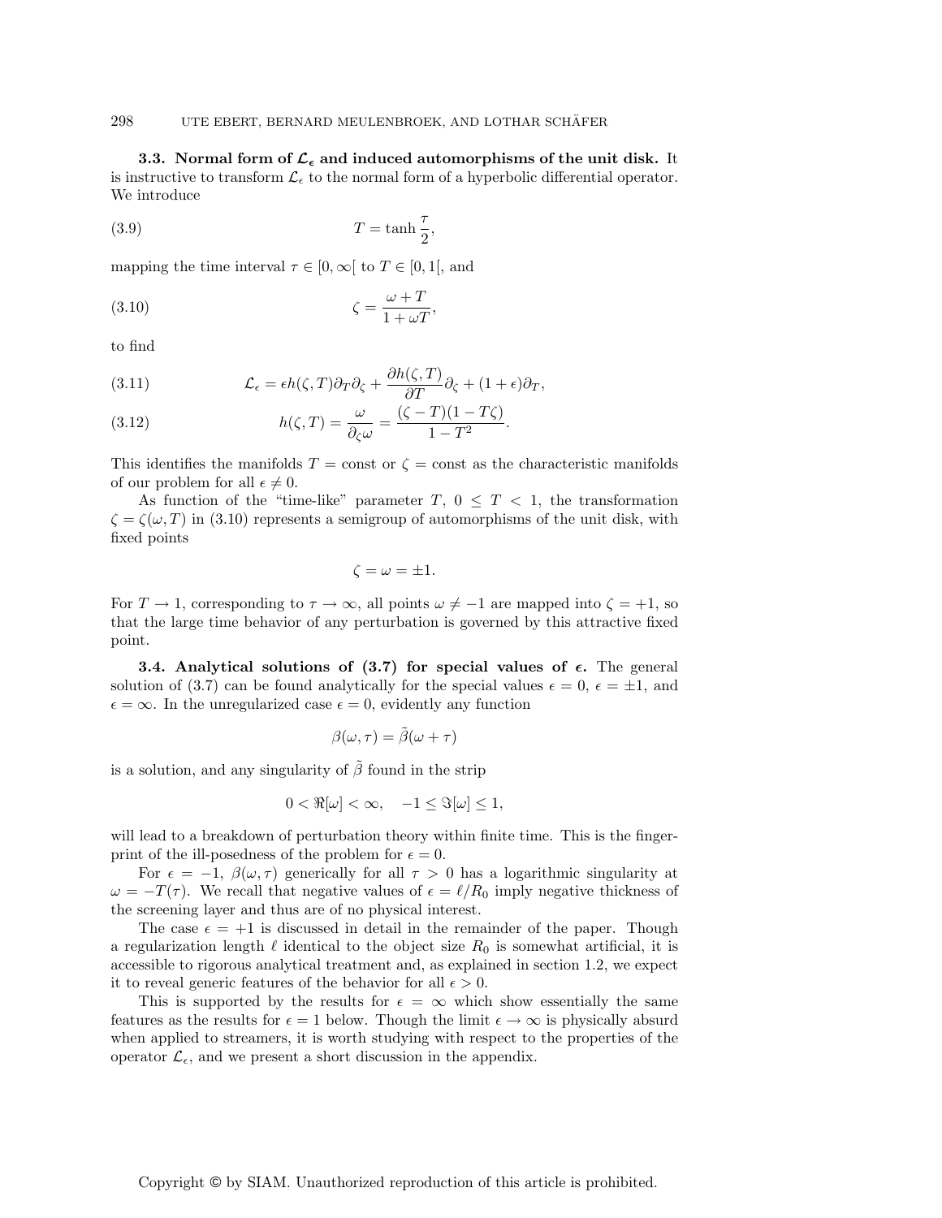### 3.3. Normal form of $\mathcal{L}_\epsilon$ and induced automorphisms of the unit disk.

It is instructive to transform $\mathcal{L}_\epsilon$ to the normal form of a hyperbolic differential operator. We introduce

$$T = \tanh\frac{\tau}{2}, \tag{3.9}$$

mapping the time interval $\tau \in [0, \infty[$ to $T \in [0, 1[$, and

$$\zeta = \frac{\omega + T}{1 + \omega T}, \tag{3.10}$$

to find

$$\mathcal{L}_\epsilon = \epsilon h(\zeta, T)\partial_T \partial_\zeta + \frac{\partial h(\zeta, T)}{\partial T}\partial_\zeta + (1 + \epsilon)\partial_T, \tag{3.11}$$

$$h(\zeta, T) = \frac{\omega}{\partial_\zeta \omega} = \frac{(\zeta - T)(1 - T\zeta)}{1 - T^2}. \tag{3.12}$$

This identifies the manifolds $T = \text{const}$ or $\zeta = \text{const}$ as the characteristic manifolds of our problem for all $\epsilon \neq 0$.

As function of the "time-like" parameter $T$, $0 \leq T < 1$, the transformation $\zeta = \zeta(\omega, T)$ in (3.10) represents a semigroup of automorphisms of the unit disk, with fixed points

$$\zeta = \omega = \pm 1.$$

For $T \to 1$, corresponding to $\tau \to \infty$, all points $\omega \neq -1$ are mapped into $\zeta = +1$, so that the large time behavior of any perturbation is governed by this attractive fixed point.

### 3.4. Analytical solutions of (3.7) for special values of $\epsilon$.

The general solution of (3.7) can be found analytically for the special values $\epsilon = 0$, $\epsilon = \pm 1$, and $\epsilon = \infty$. In the unregularized case $\epsilon = 0$, evidently any function

$$\beta(\omega, \tau) = \tilde{\beta}(\omega + \tau)$$

is a solution, and any singularity of $\tilde{\beta}$ found in the strip

$$0 < \Re[\omega] < \infty, \quad -1 \leq \Im[\omega] \leq 1,$$

will lead to a breakdown of perturbation theory within finite time. This is the fingerprint of the ill-posedness of the problem for $\epsilon = 0$.

For $\epsilon = -1$, $\beta(\omega, \tau)$ generically for all $\tau > 0$ has a logarithmic singularity at $\omega = -T(\tau)$. We recall that negative values of $\epsilon = \ell / R_0$ imply negative thickness of the screening layer and thus are of no physical interest.

The case $\epsilon = +1$ is discussed in detail in the remainder of the paper. Though a regularization length $\ell$ identical to the object size $R_0$ is somewhat artificial, it is accessible to rigorous analytical treatment and, as explained in section 1.2, we expect it to reveal generic features of the behavior for all $\epsilon > 0$.

This is supported by the results for $\epsilon = \infty$ which show essentially the same features as the results for $\epsilon = 1$ below. Though the limit $\epsilon \to \infty$ is physically absurd when applied to streamers, it is worth studying with respect to the properties of the operator $\mathcal{L}_\epsilon$, and we present a short discussion in the appendix.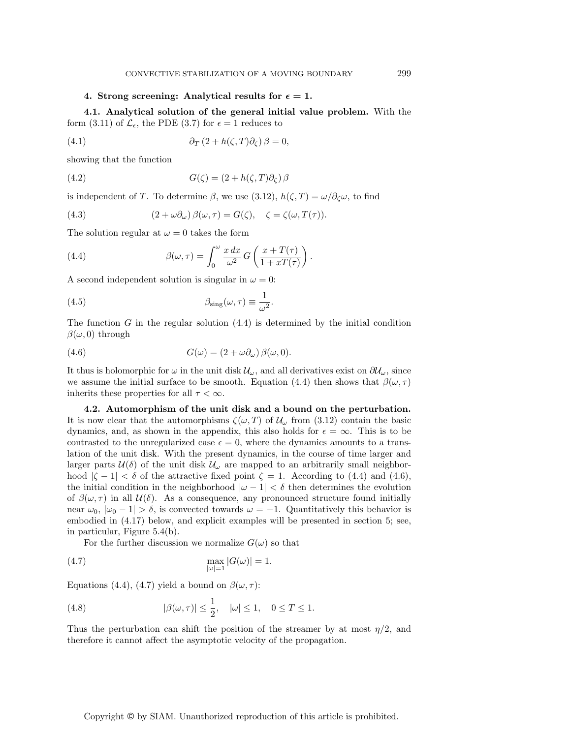## 4. Strong screening: Analytical results for $\epsilon = 1$.

**4.1. Analytical solution of the general initial value problem.** With the form (3.11) of $\mathcal{L}_\epsilon$, the PDE (3.7) for $\epsilon = 1$ reduces to

$$\partial_T \left(2 + h(\zeta, T)\partial_\zeta\right) \beta = 0, \tag{4.1}$$

showing that the function

$$G(\zeta) = \left(2 + h(\zeta, T)\partial_\zeta\right) \beta \tag{4.2}$$

is independent of $T$. To determine $\beta$, we use (3.12), $h(\zeta, T) = \omega/\partial_\zeta \omega$, to find

$$\left(2 + \omega\partial_\omega\right) \beta(\omega, \tau) = G(\zeta), \quad \zeta = \zeta(\omega, T(\tau)). \tag{4.3}$$

The solution regular at $\omega = 0$ takes the form

$$\beta(\omega, \tau) = \int_0^\omega \frac{x\, dx}{\omega^2}\, G\left(\frac{x + T(\tau)}{1 + xT(\tau)}\right). \tag{4.4}$$

A second independent solution is singular in $\omega = 0$:

$$\beta_{\text{sing}}(\omega, \tau) \equiv \frac{1}{\omega^2}. \tag{4.5}$$

The function $G$ in the regular solution (4.4) is determined by the initial condition $\beta(\omega, 0)$ through

$$G(\omega) = \left(2 + \omega\partial_\omega\right) \beta(\omega, 0). \tag{4.6}$$

It thus is holomorphic for $\omega$ in the unit disk $\mathcal{U}_\omega$, and all derivatives exist on $\partial\mathcal{U}_\omega$, since we assume the initial surface to be smooth. Equation (4.4) then shows that $\beta(\omega, \tau)$ inherits these properties for all $\tau < \infty$.

**4.2. Automorphism of the unit disk and a bound on the perturbation.** It is now clear that the automorphisms $\zeta(\omega, T)$ of $\mathcal{U}_\omega$ from (3.12) contain the basic dynamics, and, as shown in the appendix, this also holds for $\epsilon = \infty$. This is to be contrasted to the unregularized case $\epsilon = 0$, where the dynamics amounts to a translation of the unit disk. With the present dynamics, in the course of time larger and larger parts $\mathcal{U}(\delta)$ of the unit disk $\mathcal{U}_\omega$ are mapped to an arbitrarily small neighborhood $|\zeta - 1| < \delta$ of the attractive fixed point $\zeta = 1$. According to (4.4) and (4.6), the initial condition in the neighborhood $|\omega - 1| < \delta$ then determines the evolution of $\beta(\omega, \tau)$ in all $\mathcal{U}(\delta)$. As a consequence, any pronounced structure found initially near $\omega_0$, $|\omega_0 - 1| > \delta$, is convected towards $\omega = -1$. Quantitatively this behavior is embodied in (4.17) below, and explicit examples will be presented in section 5; see, in particular, Figure 5.4(b).

For the further discussion we normalize $G(\omega)$ so that

$$\max_{|\omega|=1} |G(\omega)| = 1. \tag{4.7}$$

Equations (4.4), (4.7) yield a bound on $\beta(\omega, \tau)$:

$$|\beta(\omega, \tau)| \leq \frac{1}{2}, \quad |\omega| \leq 1, \quad 0 \leq T \leq 1. \tag{4.8}$$

Thus the perturbation can shift the position of the streamer by at most $\eta/2$, and therefore it cannot affect the asymptotic velocity of the propagation.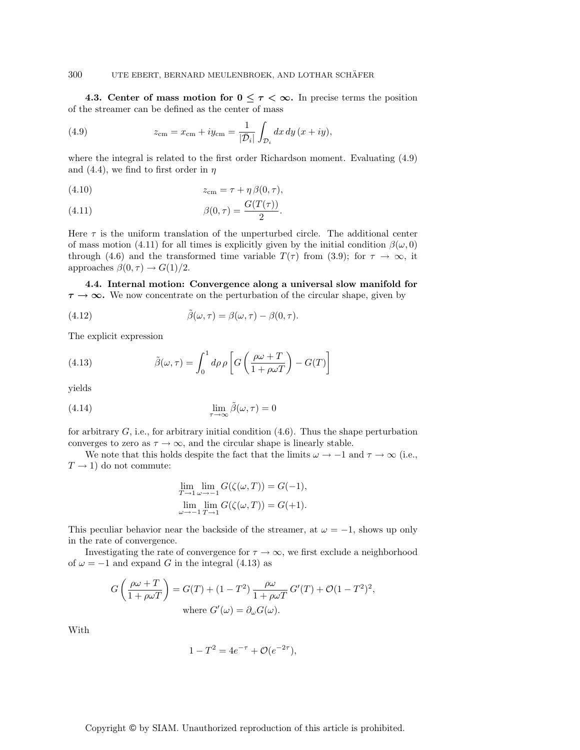**4.3. Center of mass motion for $0 \leq \tau < \infty$.** In precise terms the position of the streamer can be defined as the center of mass

$$z_{\rm cm} = x_{\rm cm} + iy_{\rm cm} = \frac{1}{|\mathcal{D}_i|} \int_{\mathcal{D}_i} dx\, dy\, (x + iy), \tag{4.9}$$

where the integral is related to the first order Richardson moment. Evaluating (4.9) and (4.4), we find to first order in $\eta$

$$z_{\rm cm} = \tau + \eta\, \beta(0, \tau), \tag{4.10}$$

$$\beta(0, \tau) = \frac{G(T(\tau))}{2}. \tag{4.11}$$

Here $\tau$ is the uniform translation of the unperturbed circle. The additional center of mass motion (4.11) for all times is explicitly given by the initial condition $\beta(\omega, 0)$ through (4.6) and the transformed time variable $T(\tau)$ from (3.9); for $\tau \to \infty$, it approaches $\beta(0, \tau) \to G(1)/2$.

**4.4. Internal motion: Convergence along a universal slow manifold for $\tau \to \infty$.** We now concentrate on the perturbation of the circular shape, given by

$$\tilde{\beta}(\omega, \tau) = \beta(\omega, \tau) - \beta(0, \tau). \tag{4.12}$$

The explicit expression

$$\tilde{\beta}(\omega, \tau) = \int_0^1 d\rho\, \rho \left[ G\left( \frac{\rho\omega + T}{1 + \rho\omega T} \right) - G(T) \right] \tag{4.13}$$

yields

$$\lim_{\tau \to \infty} \tilde{\beta}(\omega, \tau) = 0 \tag{4.14}$$

for arbitrary $G$, i.e., for arbitrary initial condition (4.6). Thus the shape perturbation converges to zero as $\tau \to \infty$, and the circular shape is linearly stable.

We note that this holds despite the fact that the limits $\omega \to -1$ and $\tau \to \infty$ (i.e., $T \to 1$) do not commute:

$$\lim_{T \to 1} \lim_{\omega \to -1} G(\zeta(\omega, T)) = G(-1),$$
$$\lim_{\omega \to -1} \lim_{T \to 1} G(\zeta(\omega, T)) = G(+1).$$

This peculiar behavior near the backside of the streamer, at $\omega = -1$, shows up only in the rate of convergence.

Investigating the rate of convergence for $\tau \to \infty$, we first exclude a neighborhood of $\omega = -1$ and expand $G$ in the integral (4.13) as

$$G\left( \frac{\rho\omega + T}{1 + \rho\omega T} \right) = G(T) + (1 - T^2)\, \frac{\rho\omega}{1 + \rho\omega T}\, G'(T) + \mathcal{O}(1 - T^2)^2,$$
$$\text{where } G'(\omega) = \partial_\omega G(\omega).$$

With

$$1 - T^2 = 4e^{-\tau} + \mathcal{O}(e^{-2\tau}),$$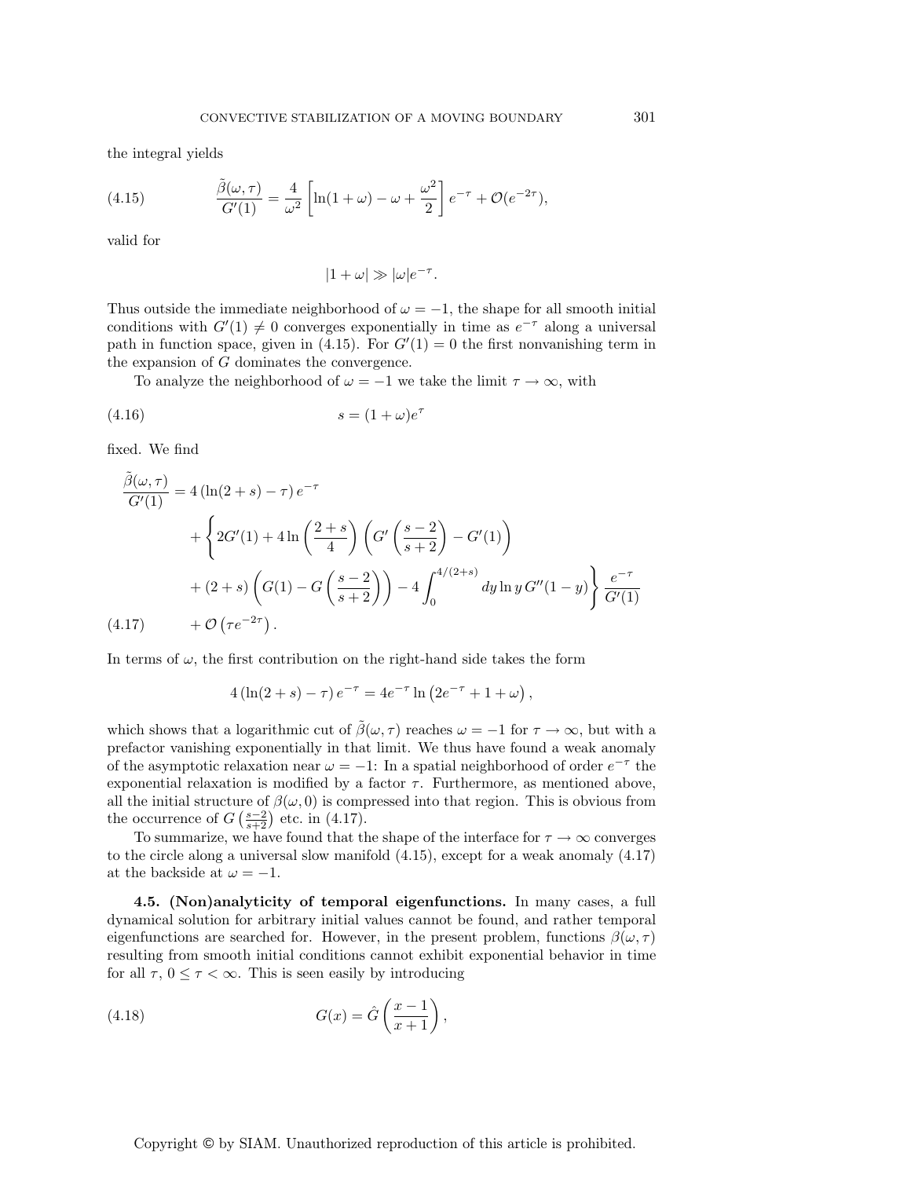the integral yields

$$\frac{\tilde{\beta}(\omega,\tau)}{G'(1)} = \frac{4}{\omega^2}\left[\ln(1+\omega) - \omega + \frac{\omega^2}{2}\right] e^{-\tau} + \mathcal{O}(e^{-2\tau}), \tag{4.15}$$

valid for

$$|1+\omega| \gg |\omega| e^{-\tau}.$$

Thus outside the immediate neighborhood of $\omega = -1$, the shape for all smooth initial conditions with $G'(1) \neq 0$ converges exponentially in time as $e^{-\tau}$ along a universal path in function space, given in (4.15). For $G'(1) = 0$ the first nonvanishing term in the expansion of $G$ dominates the convergence.

To analyze the neighborhood of $\omega = -1$ we take the limit $\tau \to \infty$, with

$$s = (1+\omega)e^{\tau} \tag{4.16}$$

fixed. We find

$$\begin{aligned}
\frac{\tilde{\beta}(\omega,\tau)}{G'(1)} &= 4\left(\ln(2+s) - \tau\right) e^{-\tau} \\
&\quad + \Bigg\{ 2G'(1) + 4\ln\left(\frac{2+s}{4}\right)\left(G'\left(\frac{s-2}{s+2}\right) - G'(1)\right) \\
&\quad + (2+s)\left(G(1) - G\left(\frac{s-2}{s+2}\right)\right) - 4\int_0^{4/(2+s)} dy \ln y \, G''(1-y) \Bigg\} \frac{e^{-\tau}}{G'(1)} \\
&\quad + \mathcal{O}\left(\tau e^{-2\tau}\right).
\end{aligned} \tag{4.17}$$

In terms of $\omega$, the first contribution on the right-hand side takes the form

$$4\left(\ln(2+s) - \tau\right) e^{-\tau} = 4e^{-\tau} \ln\left(2e^{-\tau} + 1 + \omega\right),$$

which shows that a logarithmic cut of $\tilde{\beta}(\omega,\tau)$ reaches $\omega = -1$ for $\tau \to \infty$, but with a prefactor vanishing exponentially in that limit. We thus have found a weak anomaly of the asymptotic relaxation near $\omega = -1$: In a spatial neighborhood of order $e^{-\tau}$ the exponential relaxation is modified by a factor $\tau$. Furthermore, as mentioned above, all the initial structure of $\beta(\omega, 0)$ is compressed into that region. This is obvious from the occurrence of $G\left(\frac{s-2}{s+2}\right)$ etc. in (4.17).

To summarize, we have found that the shape of the interface for $\tau \to \infty$ converges to the circle along a universal slow manifold (4.15), except for a weak anomaly (4.17) at the backside at $\omega = -1$.

**4.5. (Non)analyticity of temporal eigenfunctions.** In many cases, a full dynamical solution for arbitrary initial values cannot be found, and rather temporal eigenfunctions are searched for. However, in the present problem, functions $\beta(\omega,\tau)$ resulting from smooth initial conditions cannot exhibit exponential behavior in time for all $\tau$, $0 \leq \tau < \infty$. This is seen easily by introducing

$$G(x) = \hat{G}\left(\frac{x-1}{x+1}\right), \tag{4.18}$$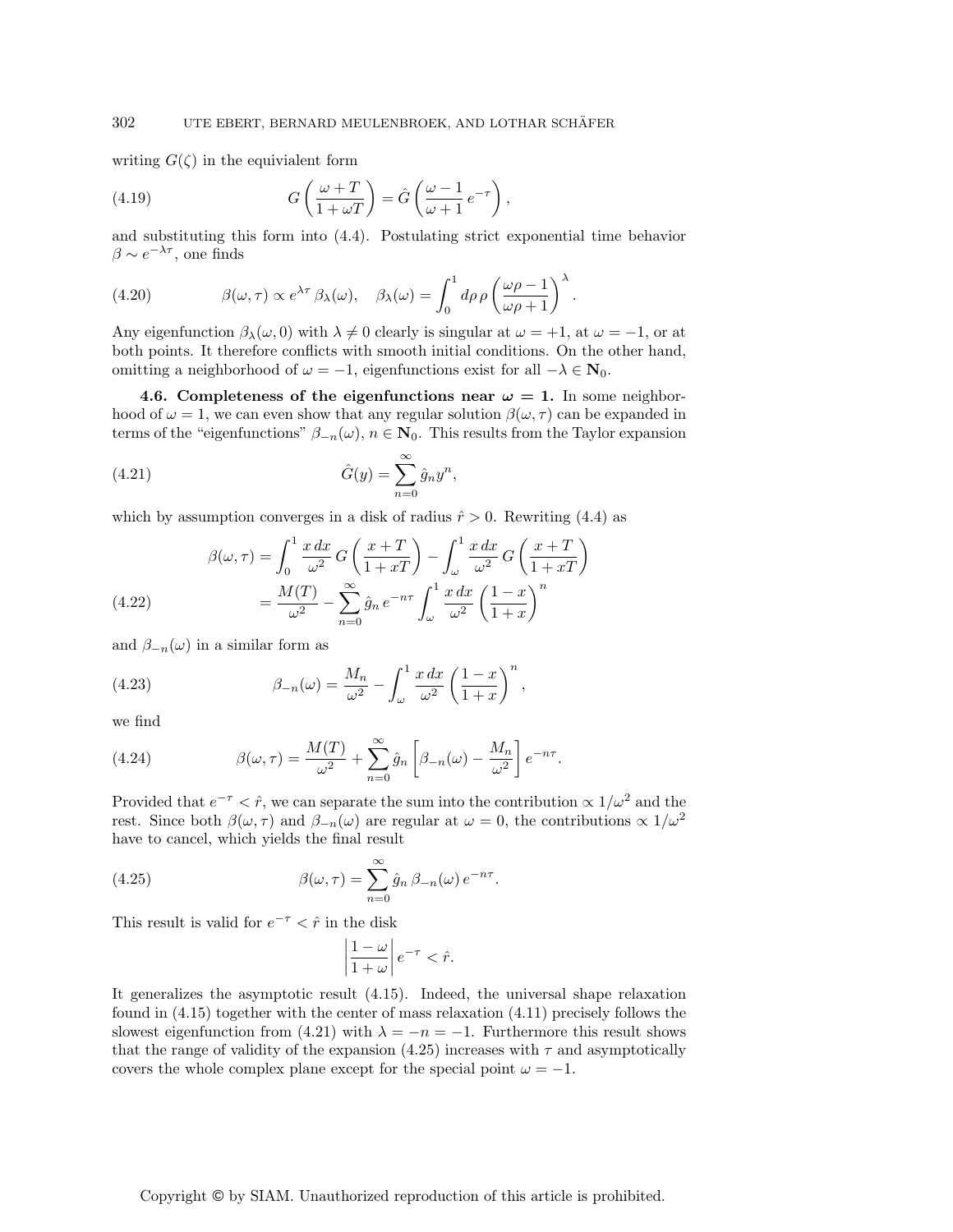writing $G(\zeta)$ in the equivalent form

$$G\left(\frac{\omega + T}{1 + \omega T}\right) = \hat{G}\left(\frac{\omega - 1}{\omega + 1}\, e^{-\tau}\right), \tag{4.19}$$

and substituting this form into (4.4). Postulating strict exponential time behavior $\beta \sim e^{-\lambda\tau}$, one finds

$$\beta(\omega, \tau) \propto e^{\lambda\tau}\, \beta_\lambda(\omega), \quad \beta_\lambda(\omega) = \int_0^1 d\rho\, \rho \left(\frac{\omega\rho - 1}{\omega\rho + 1}\right)^\lambda. \tag{4.20}$$

Any eigenfunction $\beta_\lambda(\omega, 0)$ with $\lambda \neq 0$ clearly is singular at $\omega = +1$, at $\omega = -1$, or at both points. It therefore conflicts with smooth initial conditions. On the other hand, omitting a neighborhood of $\omega = -1$, eigenfunctions exist for all $-\lambda \in \mathbf{N}_0$.

**4.6. Completeness of the eigenfunctions near $\omega = 1$.** In some neighborhood of $\omega = 1$, we can even show that any regular solution $\beta(\omega, \tau)$ can be expanded in terms of the "eigenfunctions" $\beta_{-n}(\omega)$, $n \in \mathbf{N}_0$. This results from the Taylor expansion

$$\hat{G}(y) = \sum_{n=0}^\infty \hat{g}_n y^n, \tag{4.21}$$

which by assumption converges in a disk of radius $\hat{r} > 0$. Rewriting (4.4) as

$$\begin{aligned}
\beta(\omega, \tau) &= \int_0^1 \frac{x\, dx}{\omega^2}\, G\left(\frac{x + T}{1 + xT}\right) - \int_\omega^1 \frac{x\, dx}{\omega^2}\, G\left(\frac{x + T}{1 + xT}\right) \\
&= \frac{M(T)}{\omega^2} - \sum_{n=0}^\infty \hat{g}_n\, e^{-n\tau} \int_\omega^1 \frac{x\, dx}{\omega^2} \left(\frac{1 - x}{1 + x}\right)^n
\end{aligned} \tag{4.22}$$

and $\beta_{-n}(\omega)$ in a similar form as

$$\beta_{-n}(\omega) = \frac{M_n}{\omega^2} - \int_\omega^1 \frac{x\, dx}{\omega^2} \left(\frac{1 - x}{1 + x}\right)^n, \tag{4.23}$$

we find

$$\beta(\omega, \tau) = \frac{M(T)}{\omega^2} + \sum_{n=0}^\infty \hat{g}_n \left[\beta_{-n}(\omega) - \frac{M_n}{\omega^2}\right] e^{-n\tau}. \tag{4.24}$$

Provided that $e^{-\tau} < \hat{r}$, we can separate the sum into the contribution $\propto 1/\omega^2$ and the rest. Since both $\beta(\omega, \tau)$ and $\beta_{-n}(\omega)$ are regular at $\omega = 0$, the contributions $\propto 1/\omega^2$ have to cancel, which yields the final result

$$\beta(\omega, \tau) = \sum_{n=0}^\infty \hat{g}_n\, \beta_{-n}(\omega)\, e^{-n\tau}. \tag{4.25}$$

This result is valid for $e^{-\tau} < \hat{r}$ in the disk

$$\left|\frac{1 - \omega}{1 + \omega}\right| e^{-\tau} < \hat{r}.$$

It generalizes the asymptotic result (4.15). Indeed, the universal shape relaxation found in (4.15) together with the center of mass relaxation (4.11) precisely follows the slowest eigenfunction from (4.21) with $\lambda = -n = -1$. Furthermore this result shows that the range of validity of the expansion (4.25) increases with $\tau$ and asymptotically covers the whole complex plane except for the special point $\omega = -1$.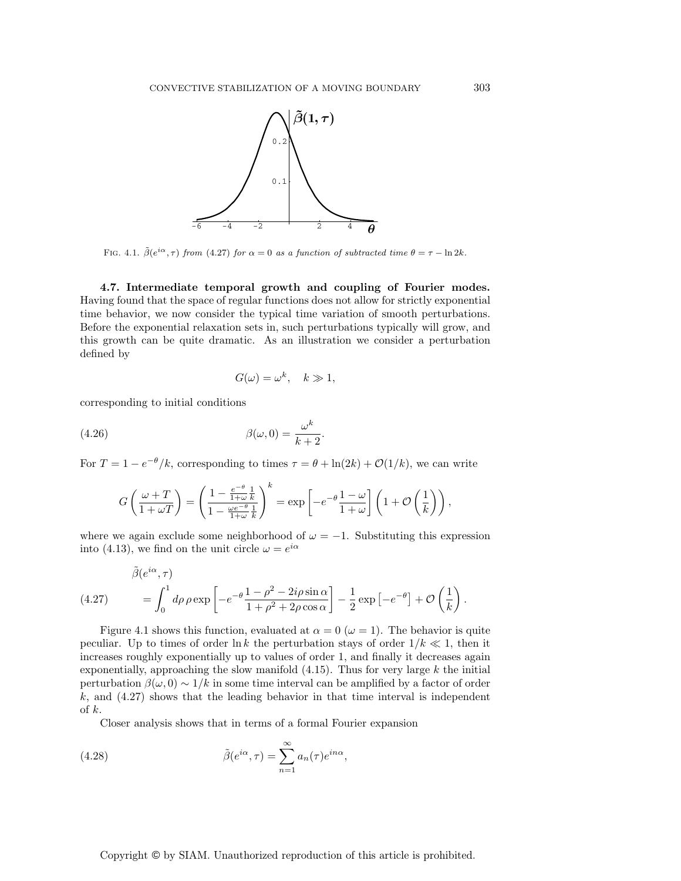Fig. 4.1. $\tilde{\beta}(e^{i\alpha}, \tau)$ from (4.27) for $\alpha = 0$ as a function of subtracted time $\theta = \tau - \ln 2k$.

**4.7. Intermediate temporal growth and coupling of Fourier modes.** Having found that the space of regular functions does not allow for strictly exponential time behavior, we now consider the typical time variation of smooth perturbations. Before the exponential relaxation sets in, such perturbations typically will grow, and this growth can be quite dramatic. As an illustration we consider a perturbation defined by

$$G(\omega) = \omega^k, \quad k \gg 1,$$

corresponding to initial conditions

$$\beta(\omega, 0) = \frac{\omega^k}{k+2}. \tag{4.26}$$

For $T = 1 - e^{-\theta}/k$, corresponding to times $\tau = \theta + \ln(2k) + \mathcal{O}(1/k)$, we can write

$$G\left(\frac{\omega + T}{1 + \omega T}\right) = \left(\frac{1 - \frac{e^{-\theta}}{1+\omega}\frac{1}{k}}{1 - \frac{\omega e^{-\theta}}{1+\omega}\frac{1}{k}}\right)^k = \exp\left[-e^{-\theta}\frac{1-\omega}{1+\omega}\right]\left(1 + \mathcal{O}\left(\frac{1}{k}\right)\right),$$

where we again exclude some neighborhood of $\omega = -1$. Substituting this expression into (4.13), we find on the unit circle $\omega = e^{i\alpha}$

$$\begin{aligned} &\tilde{\beta}(e^{i\alpha}, \tau) \\ &= \int_0^1 d\rho\, \rho \exp\left[-e^{-\theta}\frac{1 - \rho^2 - 2i\rho\sin\alpha}{1 + \rho^2 + 2\rho\cos\alpha}\right] - \frac{1}{2}\exp\left[-e^{-\theta}\right] + \mathcal{O}\left(\frac{1}{k}\right). \end{aligned} \tag{4.27}$$

Figure 4.1 shows this function, evaluated at $\alpha = 0$ ($\omega = 1$). The behavior is quite peculiar. Up to times of order $\ln k$ the perturbation stays of order $1/k \ll 1$, then it increases roughly exponentially up to values of order 1, and finally it decreases again exponentially, approaching the slow manifold (4.15). Thus for very large $k$ the initial perturbation $\beta(\omega, 0) \sim 1/k$ in some time interval can be amplified by a factor of order $k$, and (4.27) shows that the leading behavior in that time interval is independent of $k$.

Closer analysis shows that in terms of a formal Fourier expansion

$$\tilde{\beta}(e^{i\alpha}, \tau) = \sum_{n=1}^{\infty} a_n(\tau) e^{in\alpha}, \tag{4.28}$$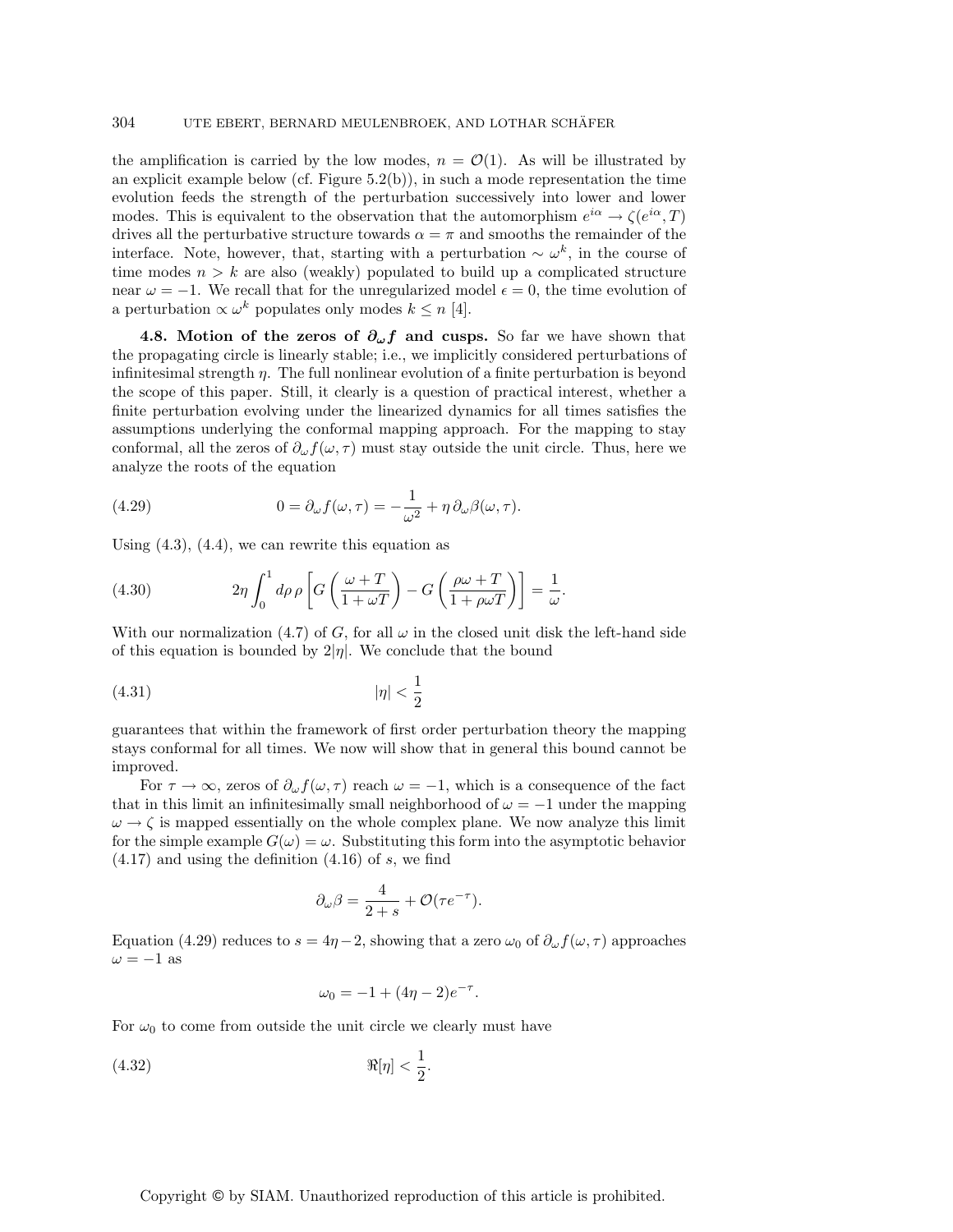the amplification is carried by the low modes, $n = \mathcal{O}(1)$. As will be illustrated by an explicit example below (cf. Figure 5.2(b)), in such a mode representation the time evolution feeds the strength of the perturbation successively into lower and lower modes. This is equivalent to the observation that the automorphism $e^{i\alpha} \to \zeta(e^{i\alpha}, T)$ drives all the perturbative structure towards $\alpha = \pi$ and smooths the remainder of the interface. Note, however, that, starting with a perturbation $\sim \omega^k$, in the course of time modes $n > k$ are also (weakly) populated to build up a complicated structure near $\omega = -1$. We recall that for the unregularized model $\epsilon = 0$, the time evolution of a perturbation $\propto \omega^k$ populates only modes $k \leq n$ [4].

**4.8. Motion of the zeros of $\partial_\omega f$ and cusps.** So far we have shown that the propagating circle is linearly stable; i.e., we implicitly considered perturbations of infinitesimal strength $\eta$. The full nonlinear evolution of a finite perturbation is beyond the scope of this paper. Still, it clearly is a question of practical interest, whether a finite perturbation evolving under the linearized dynamics for all times satisfies the assumptions underlying the conformal mapping approach. For the mapping to stay conformal, all the zeros of $\partial_\omega f(\omega, \tau)$ must stay outside the unit circle. Thus, here we analyze the roots of the equation

$$0 = \partial_\omega f(\omega, \tau) = -\frac{1}{\omega^2} + \eta \, \partial_\omega \beta(\omega, \tau). \tag{4.29}$$

Using (4.3), (4.4), we can rewrite this equation as

$$2\eta \int_0^1 d\rho \, \rho \left[ G\left( \frac{\omega + T}{1 + \omega T} \right) - G\left( \frac{\rho\omega + T}{1 + \rho\omega T} \right) \right] = \frac{1}{\omega}. \tag{4.30}$$

With our normalization (4.7) of $G$, for all $\omega$ in the closed unit disk the left-hand side of this equation is bounded by $2|\eta|$. We conclude that the bound

$$|\eta| < \frac{1}{2} \tag{4.31}$$

guarantees that within the framework of first order perturbation theory the mapping stays conformal for all times. We now will show that in general this bound cannot be improved.

For $\tau \to \infty$, zeros of $\partial_\omega f(\omega, \tau)$ reach $\omega = -1$, which is a consequence of the fact that in this limit an infinitesimally small neighborhood of $\omega = -1$ under the mapping $\omega \to \zeta$ is mapped essentially on the whole complex plane. We now analyze this limit for the simple example $G(\omega) = \omega$. Substituting this form into the asymptotic behavior (4.17) and using the definition (4.16) of $s$, we find

$$\partial_\omega \beta = \frac{4}{2 + s} + \mathcal{O}(\tau e^{-\tau}).$$

Equation (4.29) reduces to $s = 4\eta - 2$, showing that a zero $\omega_0$ of $\partial_\omega f(\omega, \tau)$ approaches $\omega = -1$ as

$$\omega_0 = -1 + (4\eta - 2)e^{-\tau}.$$

For $\omega_0$ to come from outside the unit circle we clearly must have

$$\Re[\eta] < \frac{1}{2}. \tag{4.32}$$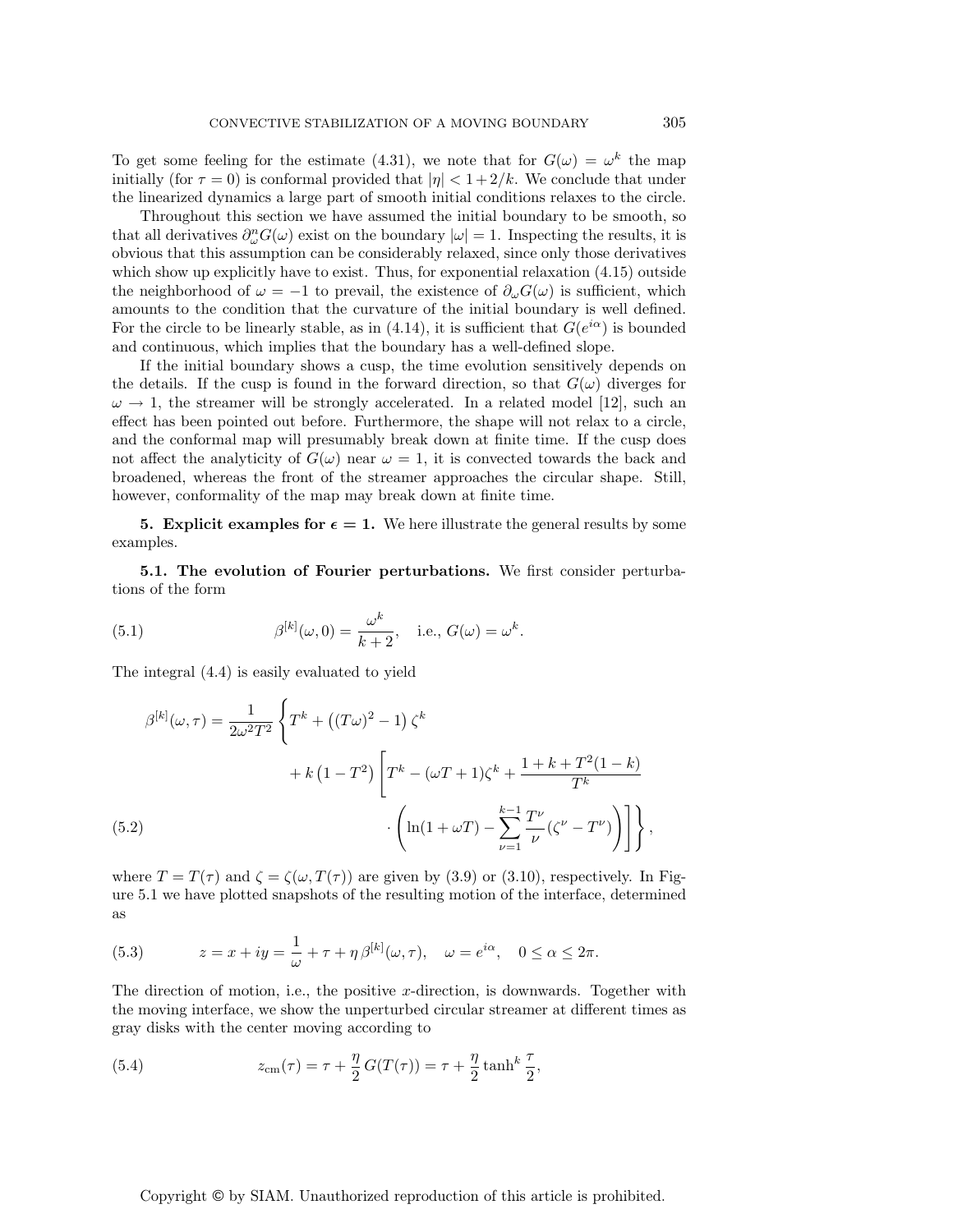To get some feeling for the estimate (4.31), we note that for $G(\omega) = \omega^k$ the map initially (for $\tau = 0$) is conformal provided that $|\eta| < 1 + 2/k$. We conclude that under the linearized dynamics a large part of smooth initial conditions relaxes to the circle.

Throughout this section we have assumed the initial boundary to be smooth, so that all derivatives $\partial_\omega^n G(\omega)$ exist on the boundary $|\omega| = 1$. Inspecting the results, it is obvious that this assumption can be considerably relaxed, since only those derivatives which show up explicitly have to exist. Thus, for exponential relaxation (4.15) outside the neighborhood of $\omega = -1$ to prevail, the existence of $\partial_\omega G(\omega)$ is sufficient, which amounts to the condition that the curvature of the initial boundary is well defined. For the circle to be linearly stable, as in (4.14), it is sufficient that $G(e^{i\alpha})$ is bounded and continuous, which implies that the boundary has a well-defined slope.

If the initial boundary shows a cusp, the time evolution sensitively depends on the details. If the cusp is found in the forward direction, so that $G(\omega)$ diverges for $\omega \to 1$, the streamer will be strongly accelerated. In a related model [12], such an effect has been pointed out before. Furthermore, the shape will not relax to a circle, and the conformal map will presumably break down at finite time. If the cusp does not affect the analyticity of $G(\omega)$ near $\omega = 1$, it is convected towards the back and broadened, whereas the front of the streamer approaches the circular shape. Still, however, conformality of the map may break down at finite time.

## 5. Explicit examples for $\epsilon = 1$.

We here illustrate the general results by some examples.

### 5.1. The evolution of Fourier perturbations.

We first consider perturbations of the form

$$\beta^{[k]}(\omega, 0) = \frac{\omega^k}{k+2}, \quad \text{i.e., } G(\omega) = \omega^k. \tag{5.1}$$

The integral (4.4) is easily evaluated to yield

$$\begin{aligned}
\beta^{[k]}(\omega, \tau) = \frac{1}{2\omega^2 T^2} \Bigg\{ & T^k + \left((T\omega)^2 - 1\right) \zeta^k \\
& + k\left(1 - T^2\right) \Bigg[ T^k - (\omega T + 1)\zeta^k + \frac{1 + k + T^2(1-k)}{T^k} \\
& \cdot \left( \ln(1 + \omega T) - \sum_{\nu=1}^{k-1} \frac{T^\nu}{\nu} (\zeta^\nu - T^\nu) \right) \Bigg] \Bigg\},
\end{aligned} \tag{5.2}$$

where $T = T(\tau)$ and $\zeta = \zeta(\omega, T(\tau))$ are given by (3.9) or (3.10), respectively. In Figure 5.1 we have plotted snapshots of the resulting motion of the interface, determined as

$$z = x + iy = \frac{1}{\omega} + \tau + \eta\, \beta^{[k]}(\omega, \tau), \quad \omega = e^{i\alpha}, \quad 0 \le \alpha \le 2\pi. \tag{5.3}$$

The direction of motion, i.e., the positive $x$-direction, is downwards. Together with the moving interface, we show the unperturbed circular streamer at different times as gray disks with the center moving according to

$$z_{\text{cm}}(\tau) = \tau + \frac{\eta}{2} G(T(\tau)) = \tau + \frac{\eta}{2} \tanh^k \frac{\tau}{2}, \tag{5.4}$$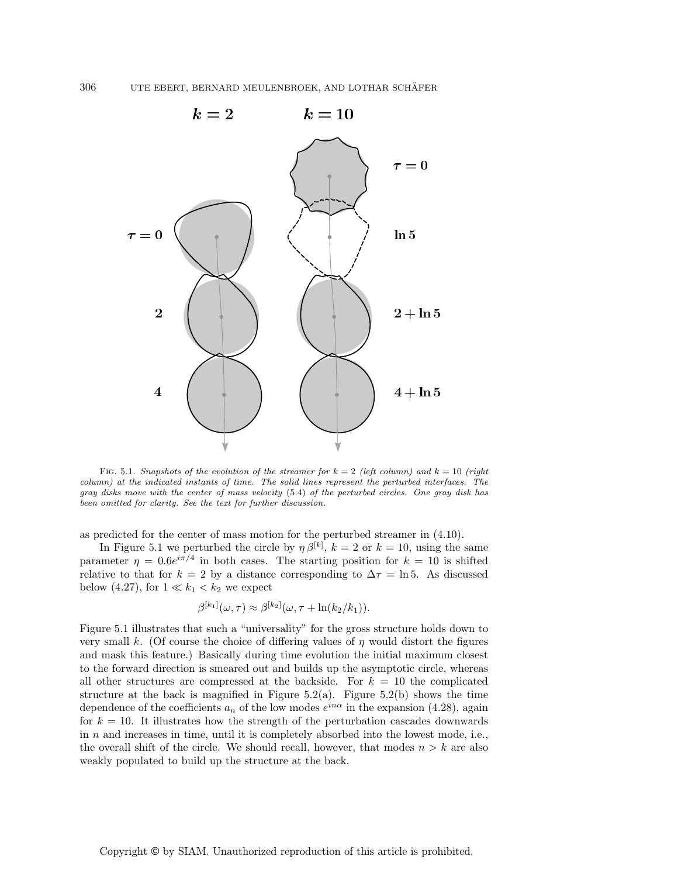FIG. 5.1. *Snapshots of the evolution of the streamer for $k = 2$ (left column) and $k = 10$ (right column) at the indicated instants of time. The solid lines represent the perturbed interfaces. The gray disks move with the center of mass velocity (5.4) of the perturbed circles. One gray disk has been omitted for clarity. See the text for further discussion.*

as predicted for the center of mass motion for the perturbed streamer in (4.10).

In Figure 5.1 we perturbed the circle by $\eta\,\beta^{[k]}$, $k = 2$ or $k = 10$, using the same parameter $\eta = 0.6e^{i\pi/4}$ in both cases. The starting position for $k = 10$ is shifted relative to that for $k = 2$ by a distance corresponding to $\Delta\tau = \ln 5$. As discussed below (4.27), for $1 \ll k_1 < k_2$ we expect

$$\beta^{[k_1]}(\omega, \tau) \approx \beta^{[k_2]}(\omega, \tau + \ln(k_2/k_1)).$$

Figure 5.1 illustrates that such a "universality" for the gross structure holds down to very small $k$. (Of course the choice of differing values of $\eta$ would distort the figures and mask this feature.) Basically during time evolution the initial maximum closest to the forward direction is smeared out and builds up the asymptotic circle, whereas all other structures are compressed at the backside. For $k = 10$ the complicated structure at the back is magnified in Figure 5.2(a). Figure 5.2(b) shows the time dependence of the coefficients $a_n$ of the low modes $e^{in\alpha}$ in the expansion (4.28), again for $k = 10$. It illustrates how the strength of the perturbation cascades downwards in $n$ and increases in time, until it is completely absorbed into the lowest mode, i.e., the overall shift of the circle. We should recall, however, that modes $n > k$ are also weakly populated to build up the structure at the back.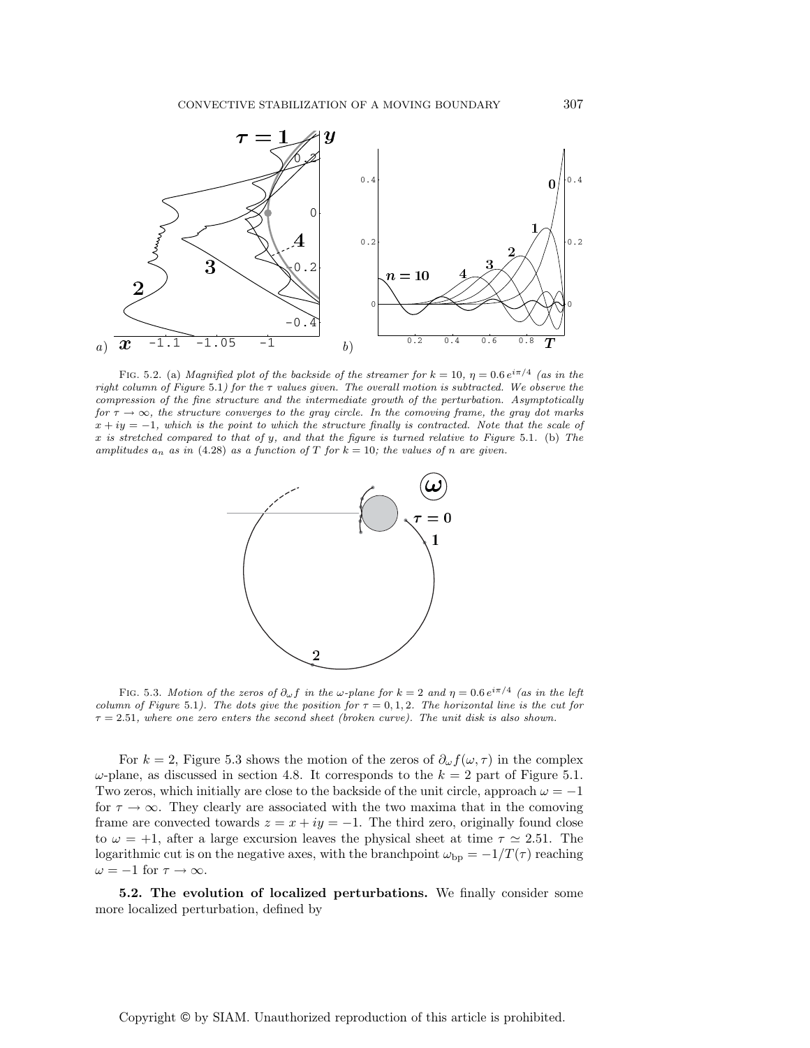FIG. 5.2. (a) *Magnified plot of the backside of the streamer for* $k = 10$, $\eta = 0.6\, e^{i\pi/4}$ *(as in the right column of Figure* 5.1*) for the* $\tau$ *values given. The overall motion is subtracted. We observe the compression of the fine structure and the intermediate growth of the perturbation. Asymptotically for* $\tau \to \infty$*, the structure converges to the gray circle. In the comoving frame, the gray dot marks* $x + iy = -1$*, which is the point to which the structure finally is contracted. Note that the scale of* $x$ *is stretched compared to that of* $y$*, and that the figure is turned relative to Figure* 5.1. (b) *The amplitudes* $a_n$ *as in* (4.28) *as a function of* $T$ *for* $k = 10$*; the values of* $n$ *are given.*

FIG. 5.3. *Motion of the zeros of* $\partial_\omega f$ *in the* $\omega$*-plane for* $k = 2$ *and* $\eta = 0.6\, e^{i\pi/4}$ *(as in the left column of Figure* 5.1*). The dots give the position for* $\tau = 0, 1, 2$*. The horizontal line is the cut for* $\tau = 2.51$*, where one zero enters the second sheet (broken curve). The unit disk is also shown.*

For $k = 2$, Figure 5.3 shows the motion of the zeros of $\partial_\omega f(\omega, \tau)$ in the complex $\omega$-plane, as discussed in section 4.8. It corresponds to the $k = 2$ part of Figure 5.1. Two zeros, which initially are close to the backside of the unit circle, approach $\omega = -1$ for $\tau \to \infty$. They clearly are associated with the two maxima that in the comoving frame are convected towards $z = x + iy = -1$. The third zero, originally found close to $\omega = +1$, after a large excursion leaves the physical sheet at time $\tau \simeq 2.51$. The logarithmic cut is on the negative axes, with the branchpoint $\omega_{\text{bp}} = -1/T(\tau)$ reaching $\omega = -1$ for $\tau \to \infty$.

**5.2. The evolution of localized perturbations.** We finally consider some more localized perturbation, defined by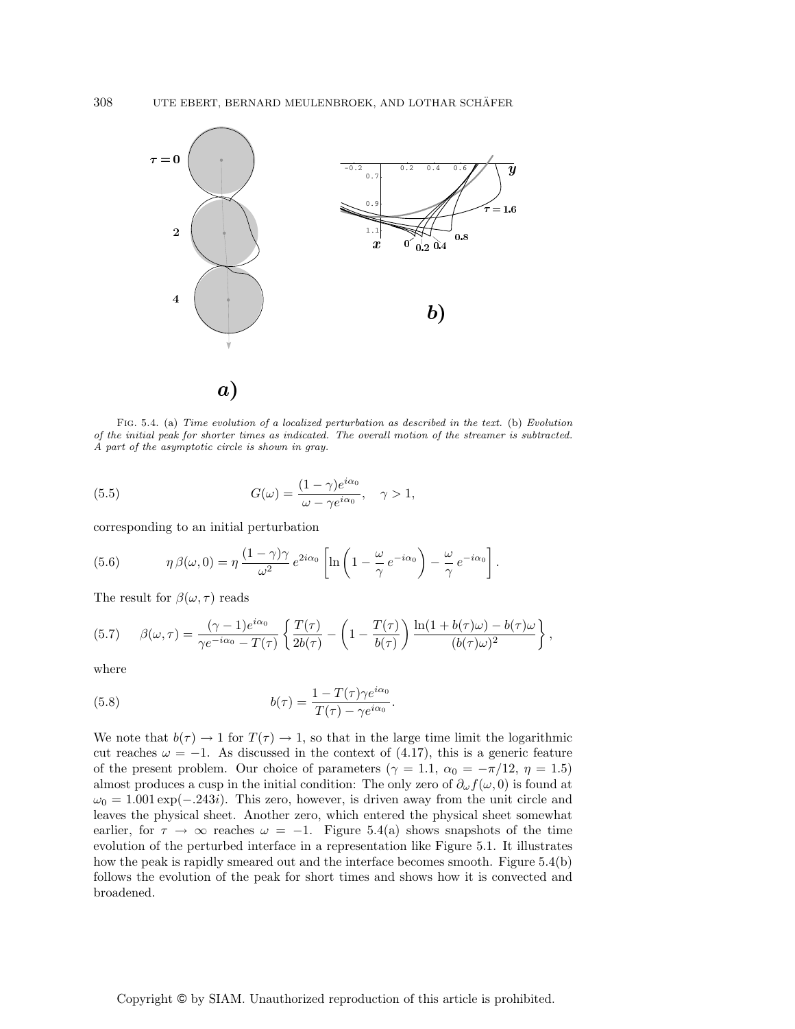FIG. 5.4. (a) *Time evolution of a localized perturbation as described in the text.* (b) *Evolution of the initial peak for shorter times as indicated. The overall motion of the streamer is subtracted. A part of the asymptotic circle is shown in gray.*

$$G(\omega) = \frac{(1-\gamma)e^{i\alpha_0}}{\omega - \gamma e^{i\alpha_0}}, \quad \gamma > 1, \tag{5.5}$$

corresponding to an initial perturbation

$$\eta\, \beta(\omega, 0) = \eta\, \frac{(1-\gamma)\gamma}{\omega^2}\, e^{2i\alpha_0} \left[ \ln\left(1 - \frac{\omega}{\gamma}\, e^{-i\alpha_0}\right) - \frac{\omega}{\gamma}\, e^{-i\alpha_0} \right]. \tag{5.6}$$

The result for $\beta(\omega, \tau)$ reads

$$\beta(\omega, \tau) = \frac{(\gamma - 1)e^{i\alpha_0}}{\gamma e^{-i\alpha_0} - T(\tau)} \left\{ \frac{T(\tau)}{2b(\tau)} - \left(1 - \frac{T(\tau)}{b(\tau)}\right) \frac{\ln(1 + b(\tau)\omega) - b(\tau)\omega}{(b(\tau)\omega)^2} \right\}, \tag{5.7}$$

where

$$b(\tau) = \frac{1 - T(\tau)\gamma e^{i\alpha_0}}{T(\tau) - \gamma e^{i\alpha_0}}. \tag{5.8}$$

We note that $b(\tau) \to 1$ for $T(\tau) \to 1$, so that in the large time limit the logarithmic cut reaches $\omega = -1$. As discussed in the context of (4.17), this is a generic feature of the present problem. Our choice of parameters ($\gamma = 1.1$, $\alpha_0 = -\pi/12$, $\eta = 1.5$) almost produces a cusp in the initial condition: The only zero of $\partial_\omega f(\omega, 0)$ is found at $\omega_0 = 1.001 \exp(-.243i)$. This zero, however, is driven away from the unit circle and leaves the physical sheet. Another zero, which entered the physical sheet somewhat earlier, for $\tau \to \infty$ reaches $\omega = -1$. Figure 5.4(a) shows snapshots of the time evolution of the perturbed interface in a representation like Figure 5.1. It illustrates how the peak is rapidly smeared out and the interface becomes smooth. Figure 5.4(b) follows the evolution of the peak for short times and shows how it is convected and broadened.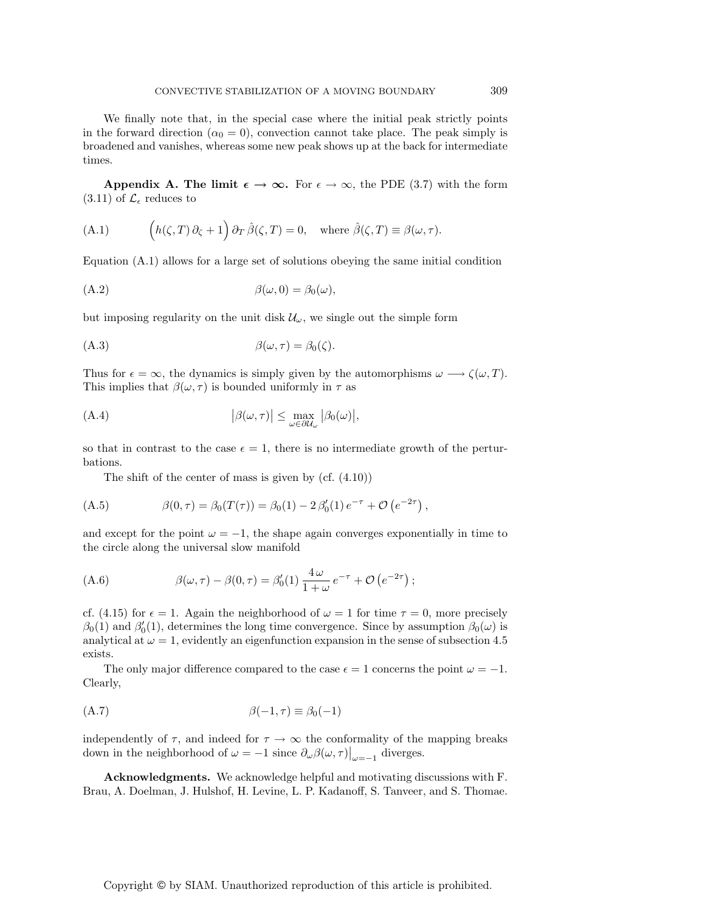We finally note that, in the special case where the initial peak strictly points in the forward direction ($\alpha_0 = 0$), convection cannot take place. The peak simply is broadened and vanishes, whereas some new peak shows up at the back for intermediate times.

## Appendix A. The limit $\epsilon \to \infty$.

For $\epsilon \to \infty$, the PDE (3.7) with the form (3.11) of $\mathcal{L}_\epsilon$ reduces to

$$\Big(h(\zeta, T)\, \partial_\zeta + 1\Big)\, \partial_T\, \hat{\beta}(\zeta, T) = 0, \quad \text{where } \hat{\beta}(\zeta, T) \equiv \beta(\omega, \tau). \tag{A.1}$$

Equation (A.1) allows for a large set of solutions obeying the same initial condition

$$\beta(\omega, 0) = \beta_0(\omega), \tag{A.2}$$

but imposing regularity on the unit disk $\mathcal{U}_\omega$, we single out the simple form

$$\beta(\omega, \tau) = \beta_0(\zeta). \tag{A.3}$$

Thus for $\epsilon = \infty$, the dynamics is simply given by the automorphisms $\omega \longrightarrow \zeta(\omega, T)$. This implies that $\beta(\omega, \tau)$ is bounded uniformly in $\tau$ as

$$\big|\beta(\omega, \tau)\big| \leq \max_{\omega \in \partial\mathcal{U}_\omega} \big|\beta_0(\omega)\big|, \tag{A.4}$$

so that in contrast to the case $\epsilon = 1$, there is no intermediate growth of the perturbations.

The shift of the center of mass is given by (cf. (4.10))

$$\beta(0, \tau) = \beta_0(T(\tau)) = \beta_0(1) - 2\, \beta_0'(1)\, e^{-\tau} + \mathcal{O}\left(e^{-2\tau}\right), \tag{A.5}$$

and except for the point $\omega = -1$, the shape again converges exponentially in time to the circle along the universal slow manifold

$$\beta(\omega, \tau) - \beta(0, \tau) = \beta_0'(1)\, \frac{4\,\omega}{1 + \omega}\, e^{-\tau} + \mathcal{O}\left(e^{-2\tau}\right); \tag{A.6}$$

cf. (4.15) for $\epsilon = 1$. Again the neighborhood of $\omega = 1$ for time $\tau = 0$, more precisely $\beta_0(1)$ and $\beta_0'(1)$, determines the long time convergence. Since by assumption $\beta_0(\omega)$ is analytical at $\omega = 1$, evidently an eigenfunction expansion in the sense of subsection 4.5 exists.

The only major difference compared to the case $\epsilon = 1$ concerns the point $\omega = -1$. Clearly,

$$\beta(-1, \tau) \equiv \beta_0(-1) \tag{A.7}$$

independently of $\tau$, and indeed for $\tau \to \infty$ the conformality of the mapping breaks down in the neighborhood of $\omega = -1$ since $\partial_\omega \beta(\omega, \tau)\big|_{\omega=-1}$ diverges.

**Acknowledgments.** We acknowledge helpful and motivating discussions with F. Brau, A. Doelman, J. Hulshof, H. Levine, L. P. Kadanoff, S. Tanveer, and S. Thomae.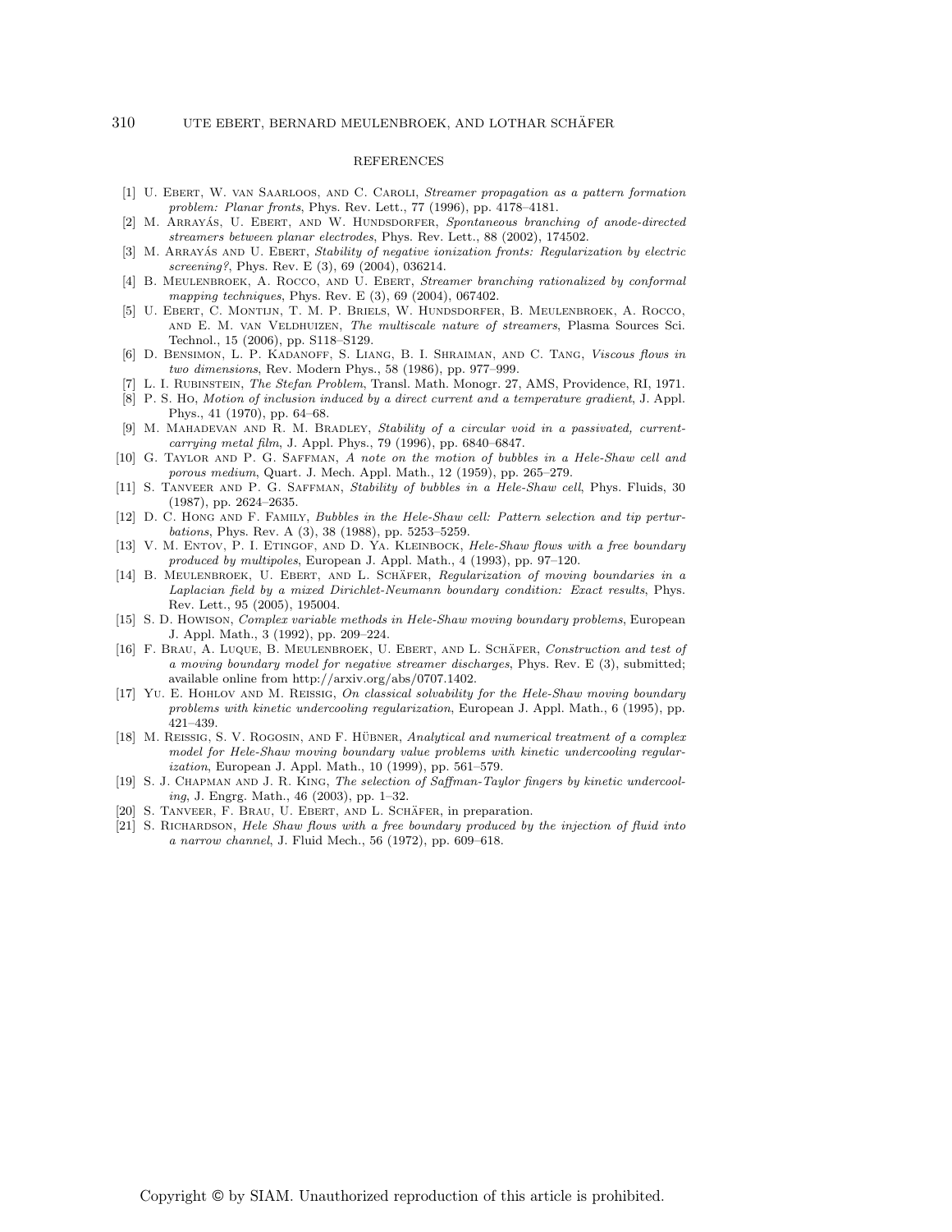## REFERENCES

[1] U. Ebert, W. van Saarloos, and C. Caroli, *Streamer propagation as a pattern formation problem: Planar fronts*, Phys. Rev. Lett., 77 (1996), pp. 4178–4181.

[2] M. Arrayás, U. Ebert, and W. Hundsdorfer, *Spontaneous branching of anode-directed streamers between planar electrodes*, Phys. Rev. Lett., 88 (2002), 174502.

[3] M. Arrayás and U. Ebert, *Stability of negative ionization fronts: Regularization by electric screening?*, Phys. Rev. E (3), 69 (2004), 036214.

[4] B. Meulenbroek, A. Rocco, and U. Ebert, *Streamer branching rationalized by conformal mapping techniques*, Phys. Rev. E (3), 69 (2004), 067402.

[5] U. Ebert, C. Montijn, T. M. P. Briels, W. Hundsdorfer, B. Meulenbroek, A. Rocco, and E. M. van Veldhuizen, *The multiscale nature of streamers*, Plasma Sources Sci. Technol., 15 (2006), pp. S118–S129.

[6] D. Bensimon, L. P. Kadanoff, S. Liang, B. I. Shraiman, and C. Tang, *Viscous flows in two dimensions*, Rev. Modern Phys., 58 (1986), pp. 977–999.

[7] L. I. Rubinstein, *The Stefan Problem*, Transl. Math. Monogr. 27, AMS, Providence, RI, 1971.

[8] P. S. Ho, *Motion of inclusion induced by a direct current and a temperature gradient*, J. Appl. Phys., 41 (1970), pp. 64–68.

[9] M. Mahadevan and R. M. Bradley, *Stability of a circular void in a passivated, current-carrying metal film*, J. Appl. Phys., 79 (1996), pp. 6840–6847.

[10] G. Taylor and P. G. Saffman, *A note on the motion of bubbles in a Hele-Shaw cell and porous medium*, Quart. J. Mech. Appl. Math., 12 (1959), pp. 265–279.

[11] S. Tanveer and P. G. Saffman, *Stability of bubbles in a Hele-Shaw cell*, Phys. Fluids, 30 (1987), pp. 2624–2635.

[12] D. C. Hong and F. Family, *Bubbles in the Hele-Shaw cell: Pattern selection and tip perturbations*, Phys. Rev. A (3), 38 (1988), pp. 5253–5259.

[13] V. M. Entov, P. I. Etingof, and D. Ya. Kleinbock, *Hele-Shaw flows with a free boundary produced by multipoles*, European J. Appl. Math., 4 (1993), pp. 97–120.

[14] B. Meulenbroek, U. Ebert, and L. Schäfer, *Regularization of moving boundaries in a Laplacian field by a mixed Dirichlet-Neumann boundary condition: Exact results*, Phys. Rev. Lett., 95 (2005), 195004.

[15] S. D. Howison, *Complex variable methods in Hele-Shaw moving boundary problems*, European J. Appl. Math., 3 (1992), pp. 209–224.

[16] F. Brau, A. Luque, B. Meulenbroek, U. Ebert, and L. Schäfer, *Construction and test of a moving boundary model for negative streamer discharges*, Phys. Rev. E (3), submitted; available online from http://arxiv.org/abs/0707.1402.

[17] Yu. E. Hohlov and M. Reissig, *On classical solvability for the Hele-Shaw moving boundary problems with kinetic undercooling regularization*, European J. Appl. Math., 6 (1995), pp. 421–439.

[18] M. Reissig, S. V. Rogosin, and F. Hübner, *Analytical and numerical treatment of a complex model for Hele-Shaw moving boundary value problems with kinetic undercooling regularization*, European J. Appl. Math., 10 (1999), pp. 561–579.

[19] S. J. Chapman and J. R. King, *The selection of Saffman-Taylor fingers by kinetic undercooling*, J. Engrg. Math., 46 (2003), pp. 1–32.

[20] S. Tanveer, F. Brau, U. Ebert, and L. Schäfer, in preparation.

[21] S. Richardson, *Hele Shaw flows with a free boundary produced by the injection of fluid into a narrow channel*, J. Fluid Mech., 56 (1972), pp. 609–618.